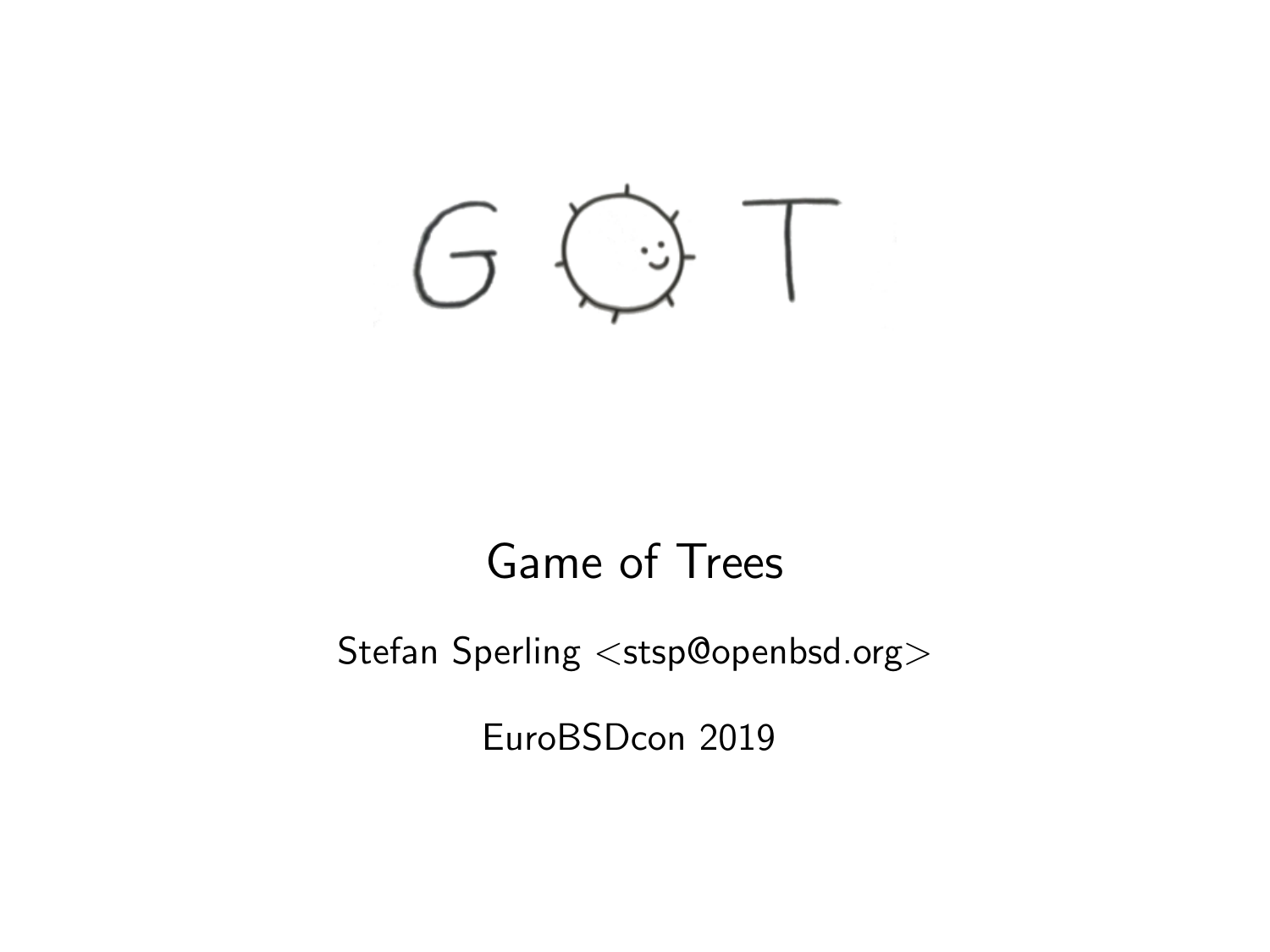# GOT

Game of Trees

Stefan Sperling <stsp@openbsd.org>

EuroBSDcon 2019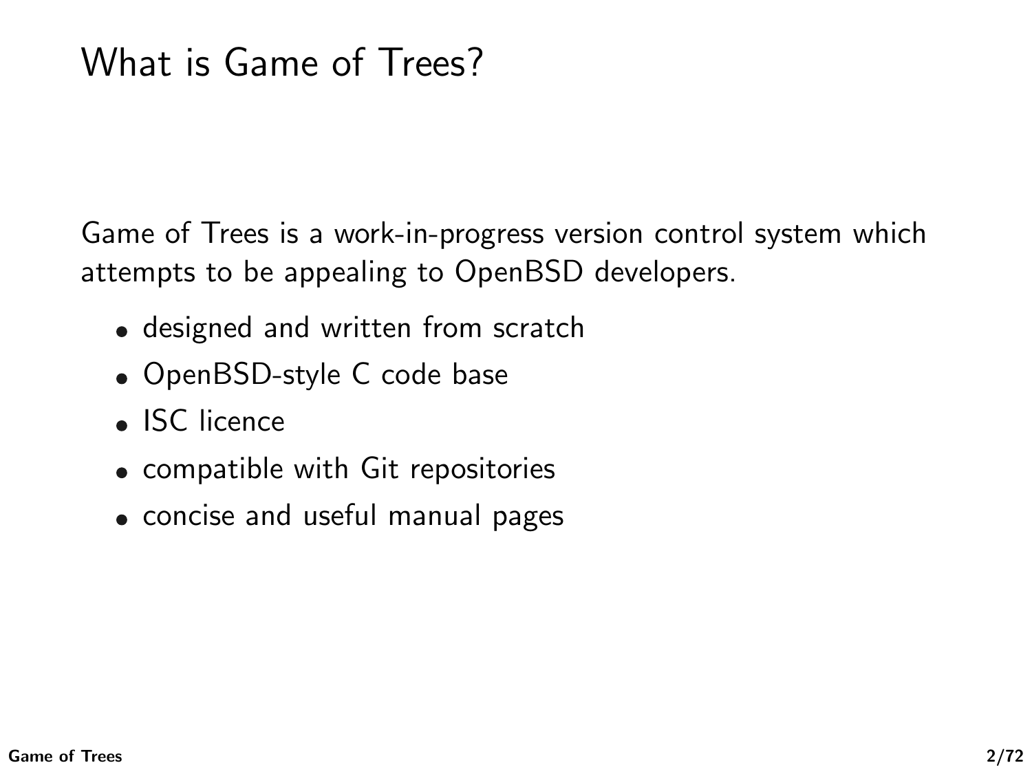# What is Game of Trees?

Game of Trees is a work-in-progress version control system which attempts to be appealing to OpenBSD developers.

- designed and written from scratch
- OpenBSD-style C code base
- ISC licence
- compatible with Git repositories
- concise and useful manual pages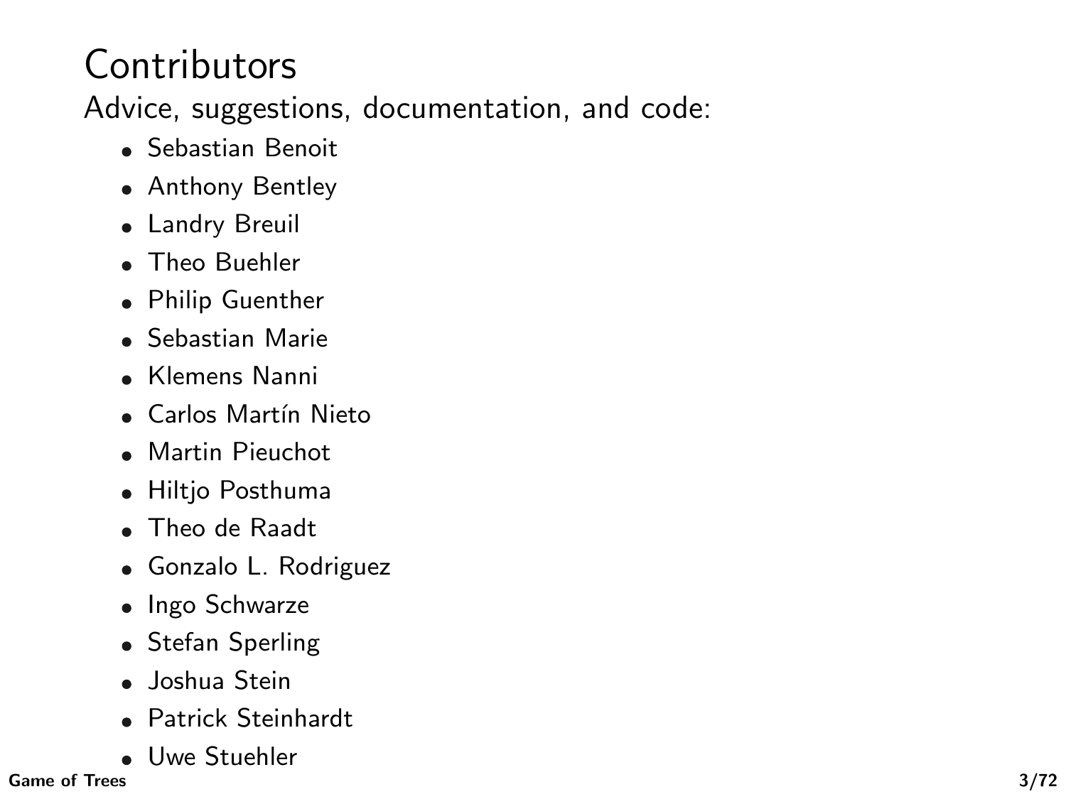# Contributors

Advice, suggestions, documentation, and code:

- Sebastian Benoit
- Anthony Bentley
- Landry Breuil
- Theo Buehler
- Philip Guenther
- Sebastian Marie
- Klemens Nanni
- Carlos Martín Nieto
- Martin Pieuchot
- Hiltjo Posthuma
- Theo de Raadt
- Gonzalo L. Rodriguez
- Ingo Schwarze
- Stefan Sperling
- Joshua Stein
- Patrick Steinhardt
- Uwe Stuehler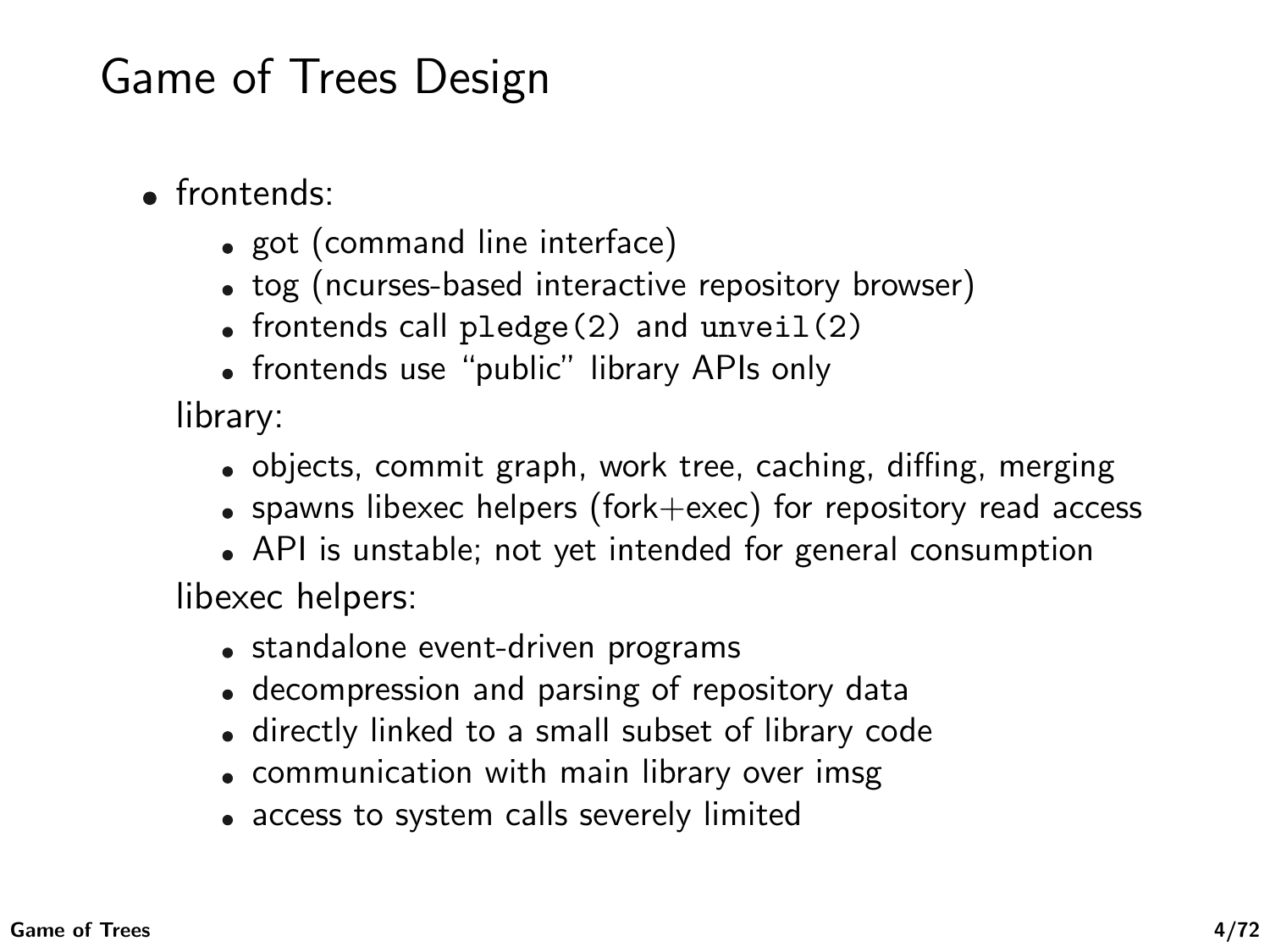# Game of Trees Design

- frontends:
  - got (command line interface)
  - tog (ncurses-based interactive repository browser)
  - frontends call `pledge(2)` and `unveil(2)`
  - frontends use "public" library APIs only

  library:
  - objects, commit graph, work tree, caching, diffing, merging
  - spawns libexec helpers (fork+exec) for repository read access
  - API is unstable; not yet intended for general consumption

  libexec helpers:
  - standalone event-driven programs
  - decompression and parsing of repository data
  - directly linked to a small subset of library code
  - communication with main library over imsg
  - access to system calls severely limited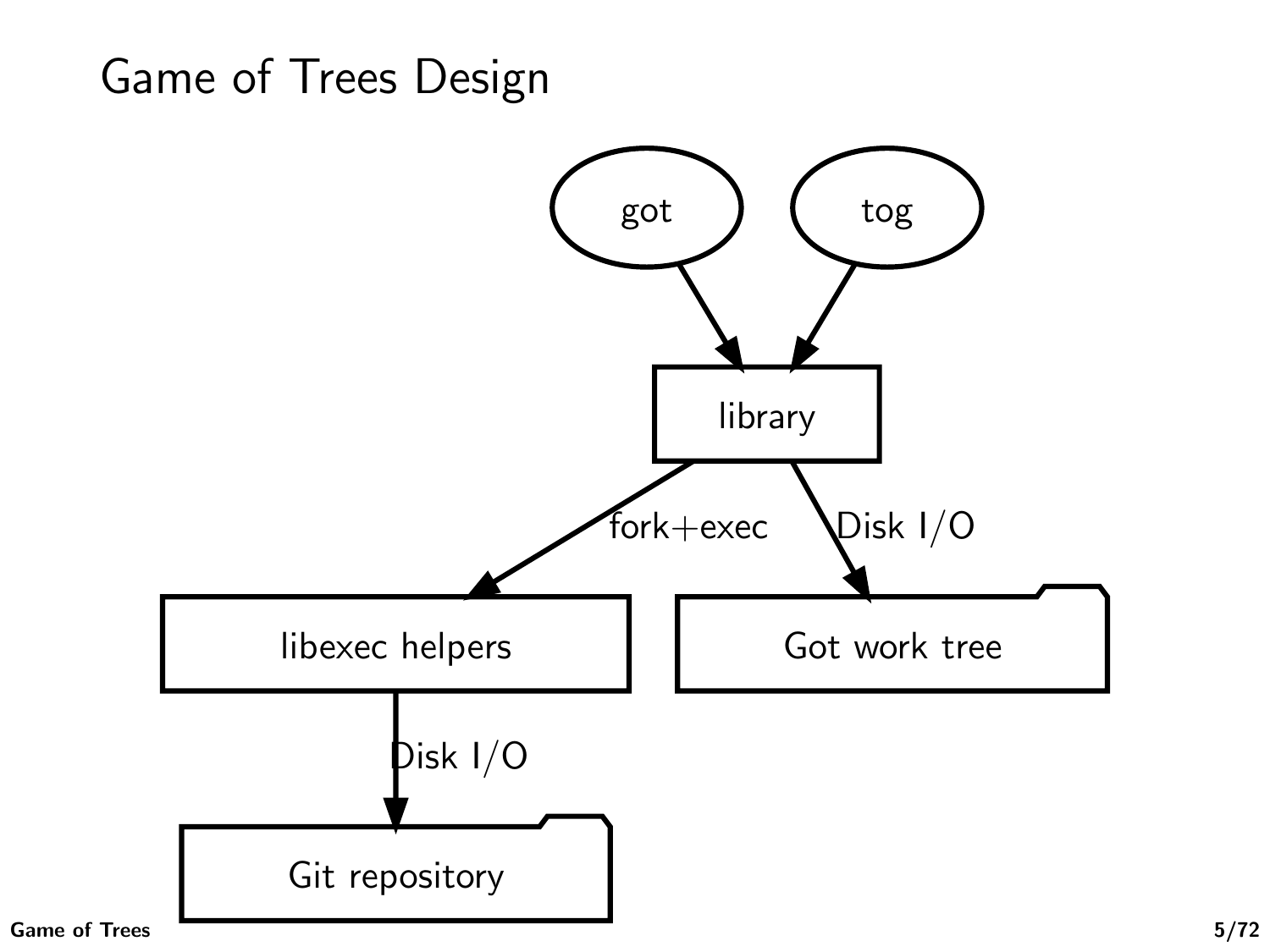# Game of Trees Design

got → library
tog → library
library → libexec helpers (fork+exec)
library → Got work tree (Disk I/O)
libexec helpers → Git repository (Disk I/O)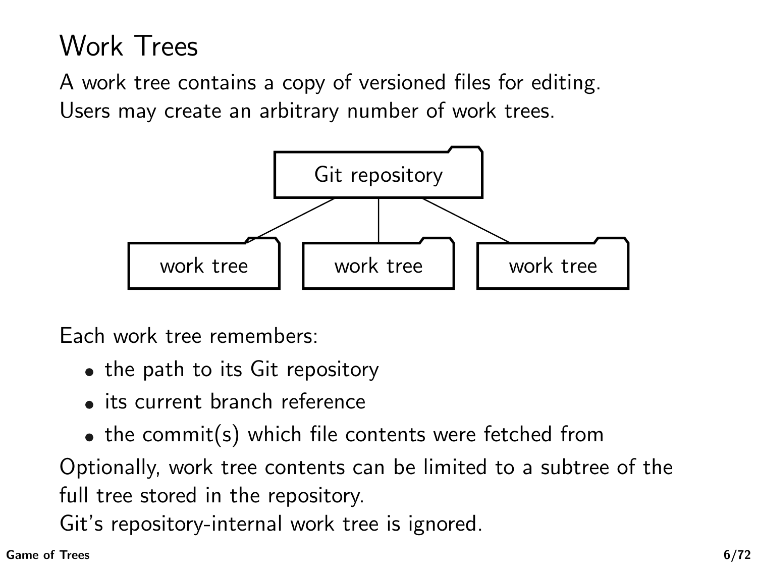# Work Trees

A work tree contains a copy of versioned files for editing.
Users may create an arbitrary number of work trees.

Git repository

work tree

work tree

work tree

Each work tree remembers:

- the path to its Git repository
- its current branch reference
- the commit(s) which file contents were fetched from

Optionally, work tree contents can be limited to a subtree of the full tree stored in the repository.
Git's repository-internal work tree is ignored.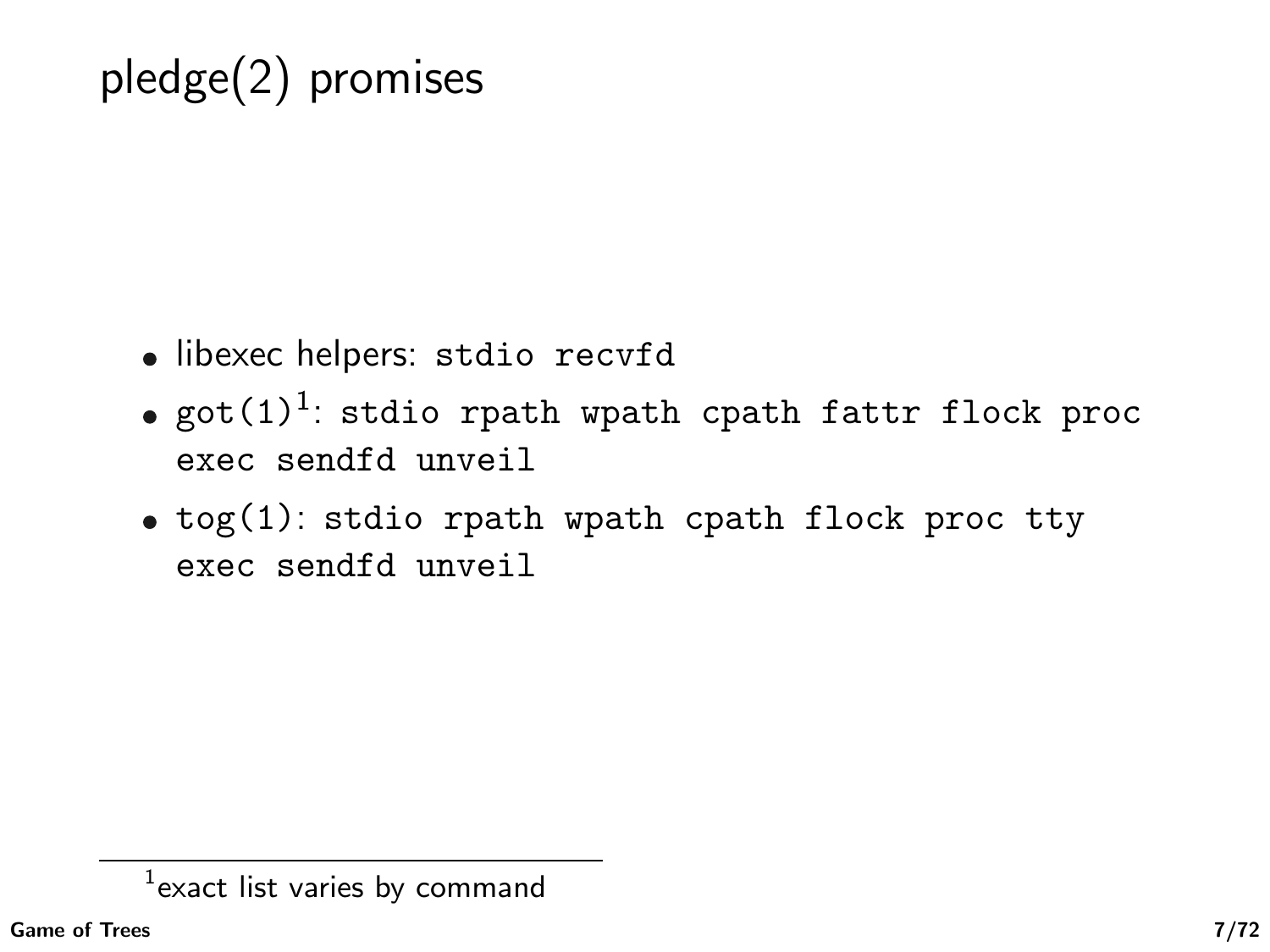# pledge(2) promises

- libexec helpers: `stdio recvfd`
- `got(1)`[1]: `stdio rpath wpath cpath fattr flock proc exec sendfd unveil`
- `tog(1)`: `stdio rpath wpath cpath flock proc tty exec sendfd unveil`

[1] exact list varies by command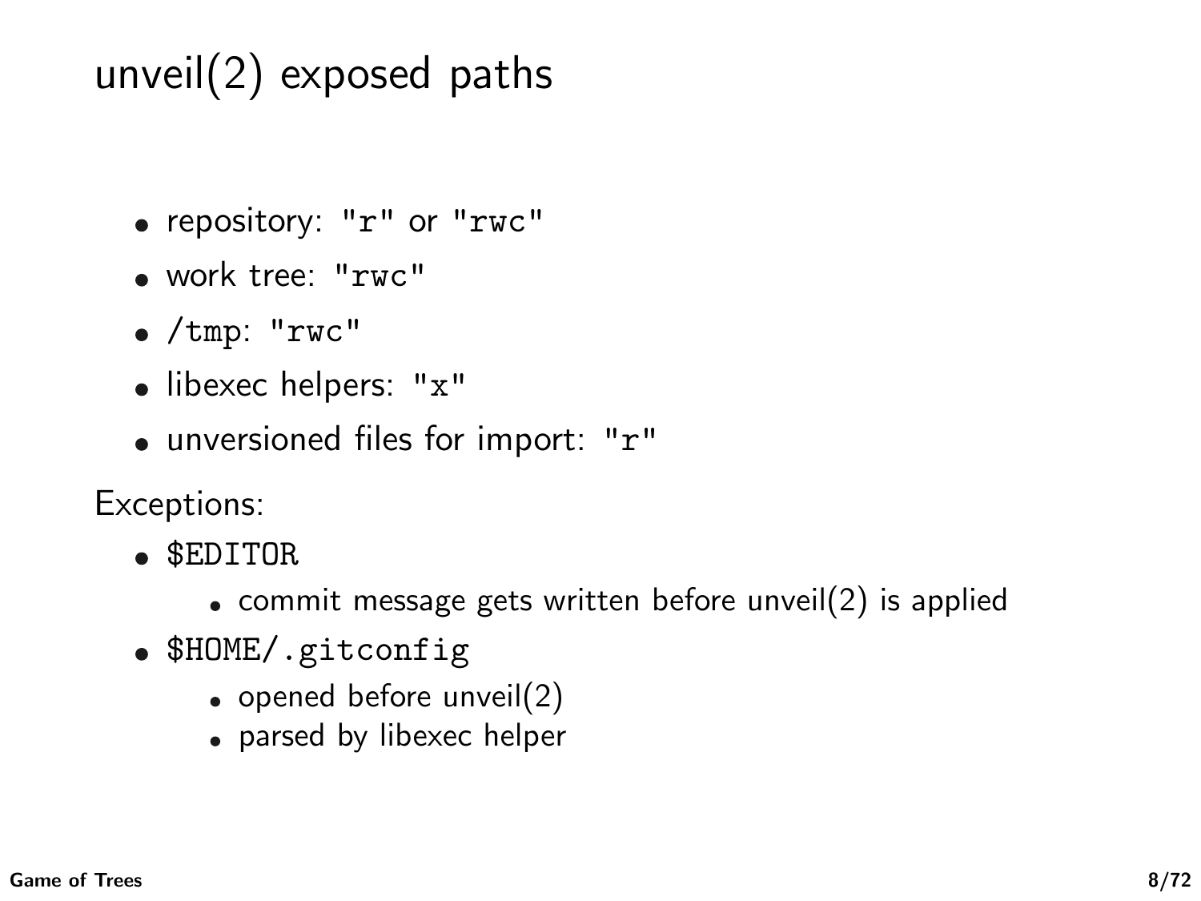# unveil(2) exposed paths

- repository: `"r"` or `"rwc"`
- work tree: `"rwc"`
- `/tmp`: `"rwc"`
- libexec helpers: `"x"`
- unversioned files for import: `"r"`

Exceptions:

- `$EDITOR`
  - commit message gets written before unveil(2) is applied
- `$HOME/.gitconfig`
  - opened before unveil(2)
  - parsed by libexec helper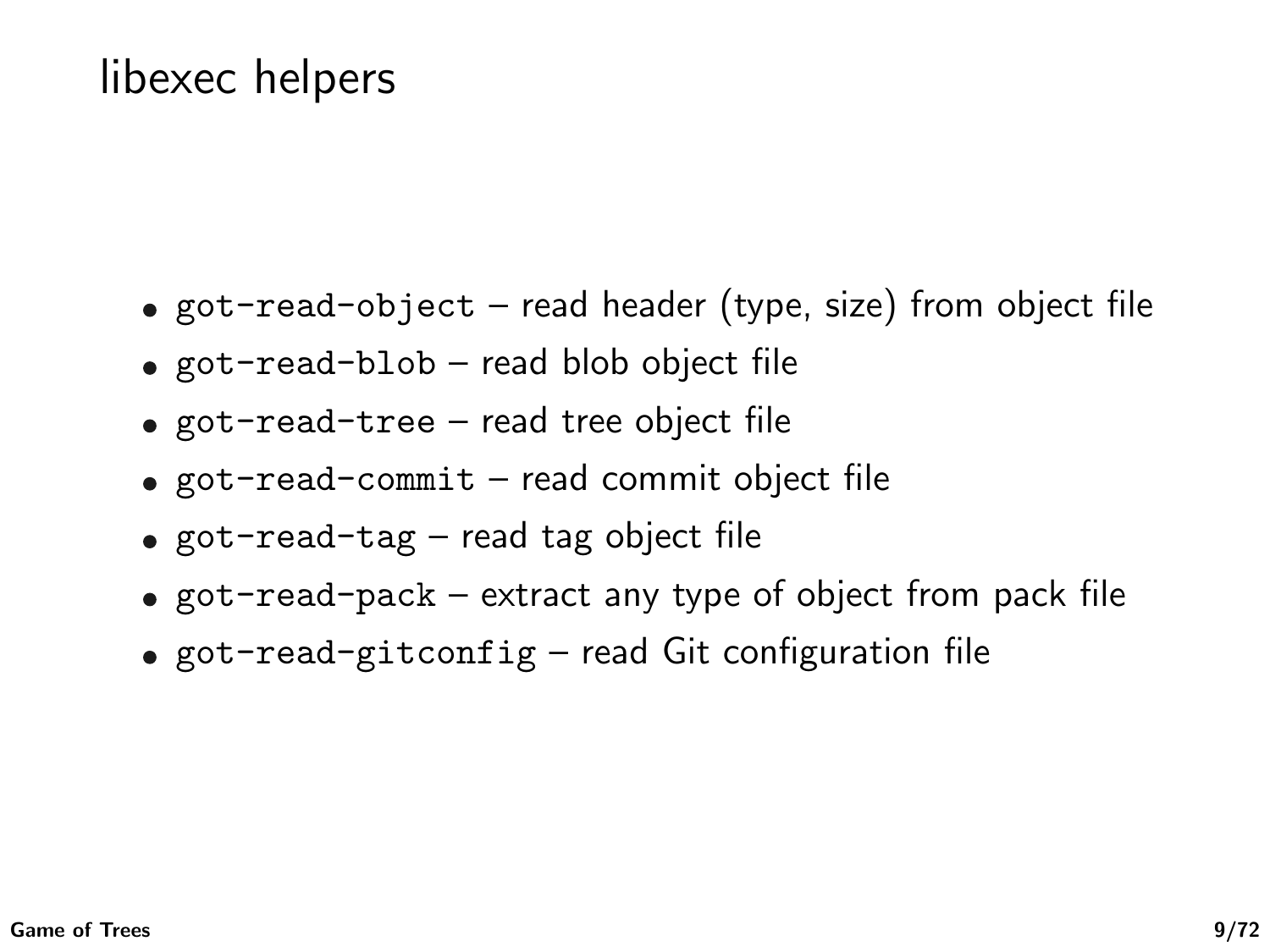# libexec helpers

- `got-read-object` – read header (type, size) from object file
- `got-read-blob` – read blob object file
- `got-read-tree` – read tree object file
- `got-read-commit` – read commit object file
- `got-read-tag` – read tag object file
- `got-read-pack` – extract any type of object from pack file
- `got-read-gitconfig` – read Git configuration file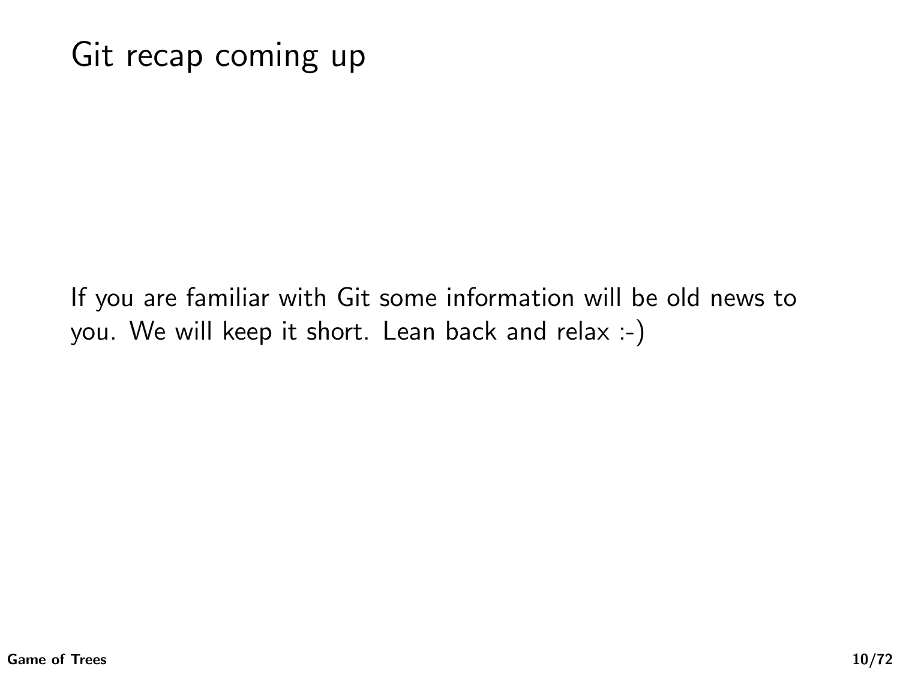# Git recap coming up

If you are familiar with Git some information will be old news to you. We will keep it short. Lean back and relax :-)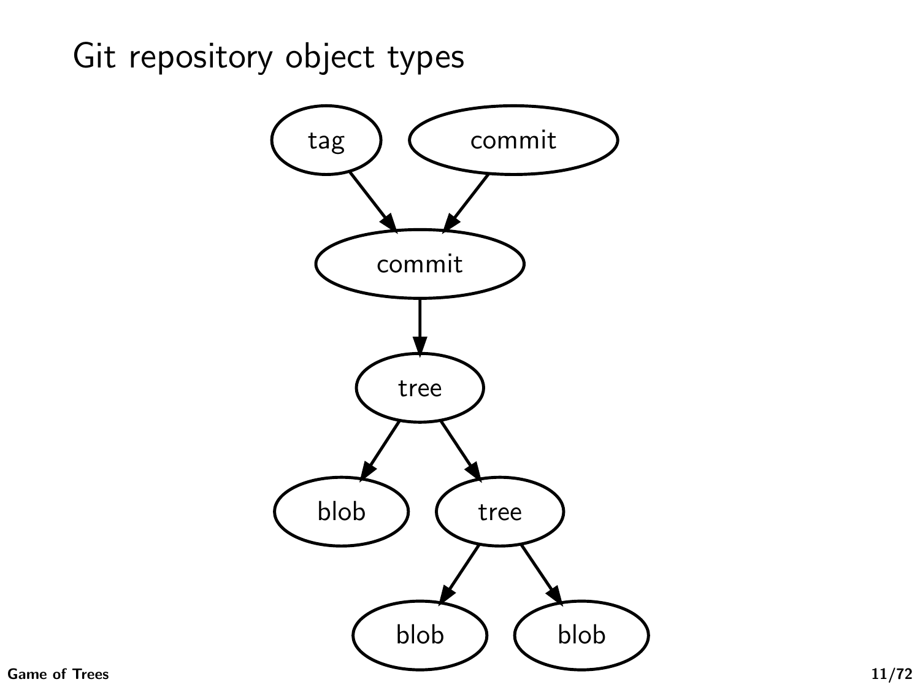# Git repository object types

tag

commit

commit

tree

blob

tree

blob

blob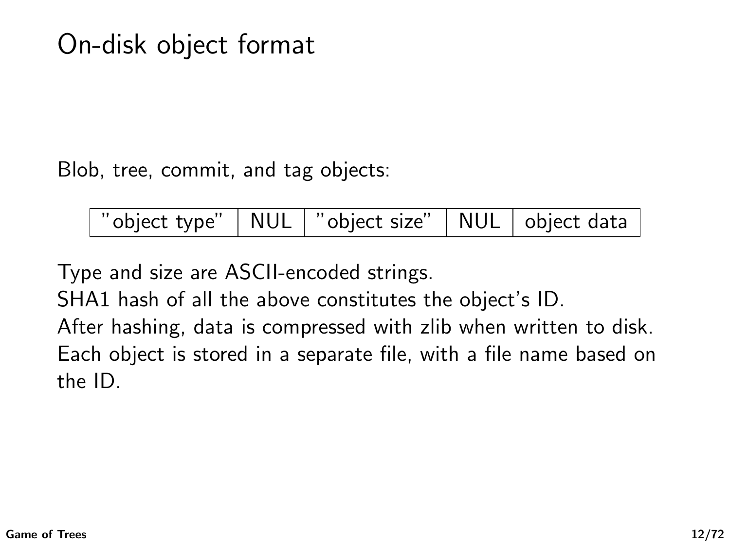# On-disk object format

Blob, tree, commit, and tag objects:

| "object type" | NUL | "object size" | NUL | object data |
|---|---|---|---|---|

Type and size are ASCII-encoded strings.
SHA1 hash of all the above constitutes the object's ID.
After hashing, data is compressed with zlib when written to disk.
Each object is stored in a separate file, with a file name based on the ID.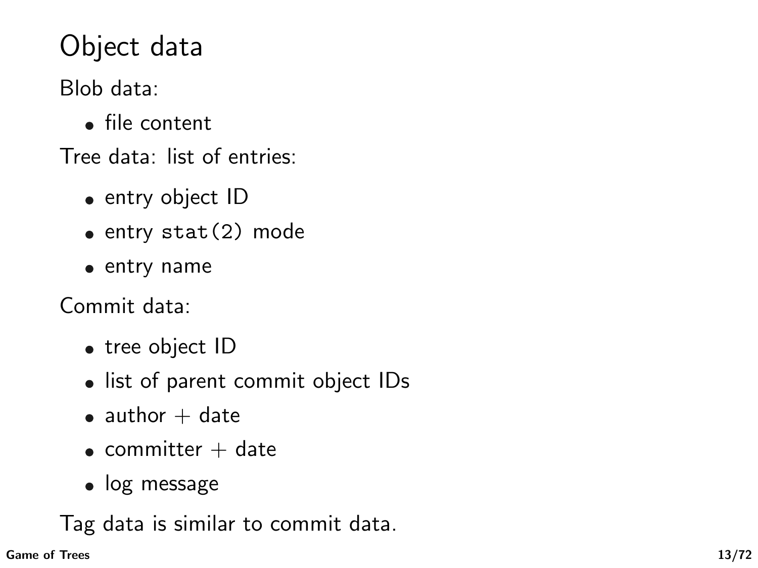# Object data

Blob data:

- file content

Tree data: list of entries:

- entry object ID
- entry `stat(2)` mode
- entry name

Commit data:

- tree object ID
- list of parent commit object IDs
- author + date
- committer + date
- log message

Tag data is similar to commit data.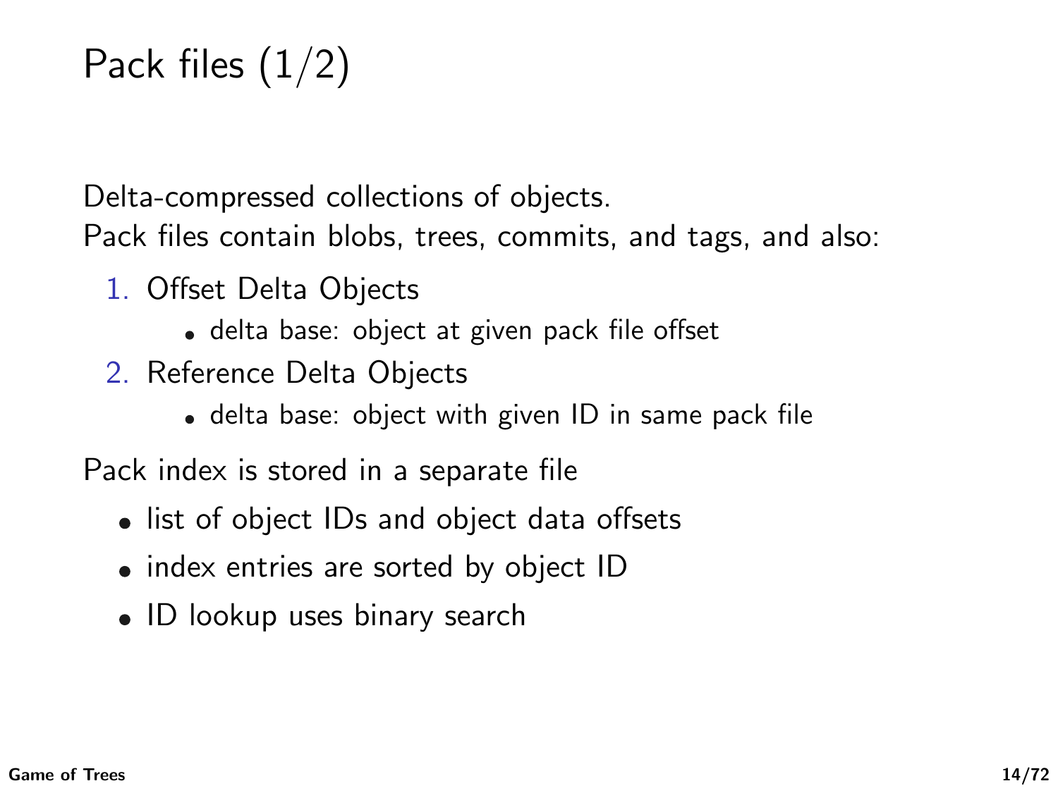# Pack files (1/2)

Delta-compressed collections of objects.
Pack files contain blobs, trees, commits, and tags, and also:

1. Offset Delta Objects
   - delta base: object at given pack file offset
2. Reference Delta Objects
   - delta base: object with given ID in same pack file

Pack index is stored in a separate file

- list of object IDs and object data offsets
- index entries are sorted by object ID
- ID lookup uses binary search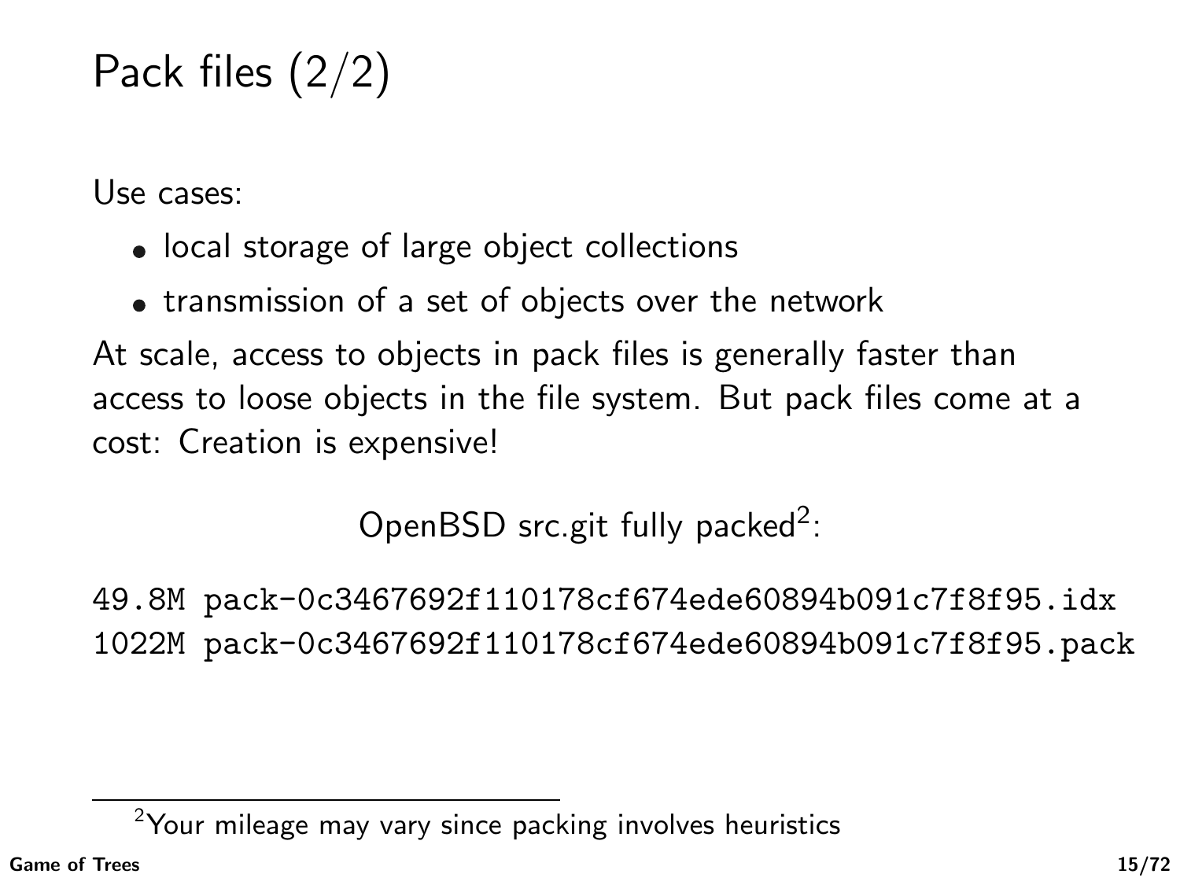# Pack files (2/2)

Use cases:

- local storage of large object collections
- transmission of a set of objects over the network

At scale, access to objects in pack files is generally faster than access to loose objects in the file system. But pack files come at a cost: Creation is expensive!

OpenBSD src.git fully packed[2]:

```
49.8M pack-0c3467692f110178cf674ede60894b091c7f8f95.idx
1022M pack-0c3467692f110178cf674ede60894b091c7f8f95.pack
```

[2] Your mileage may vary since packing involves heuristics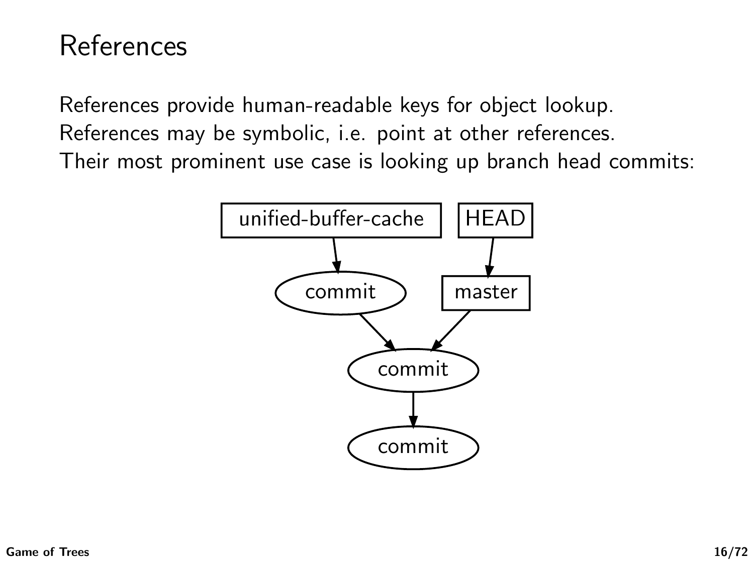# References

References provide human-readable keys for object lookup.
References may be symbolic, i.e. point at other references.
Their most prominent use case is looking up branch head commits: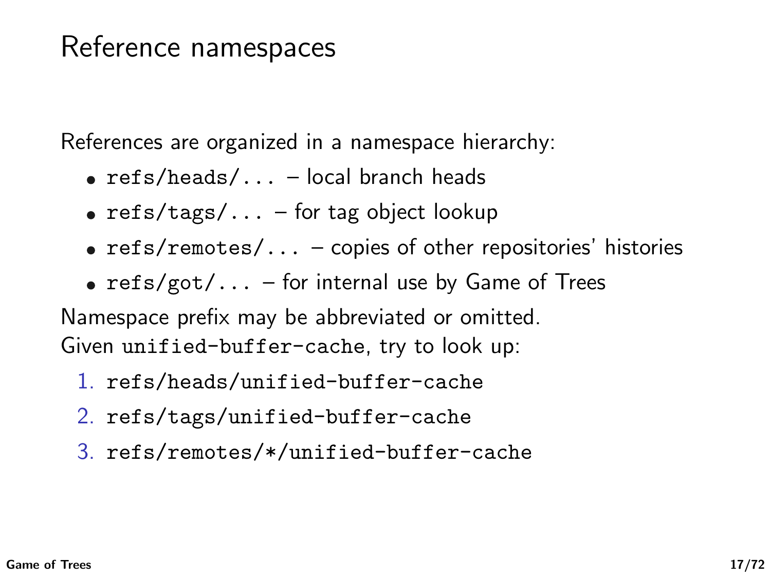# Reference namespaces

References are organized in a namespace hierarchy:

- `refs/heads/...` – local branch heads
- `refs/tags/...` – for tag object lookup
- `refs/remotes/...` – copies of other repositories' histories
- `refs/got/...` – for internal use by Game of Trees

Namespace prefix may be abbreviated or omitted.
Given `unified-buffer-cache`, try to look up:

1. `refs/heads/unified-buffer-cache`
2. `refs/tags/unified-buffer-cache`
3. `refs/remotes/*/unified-buffer-cache`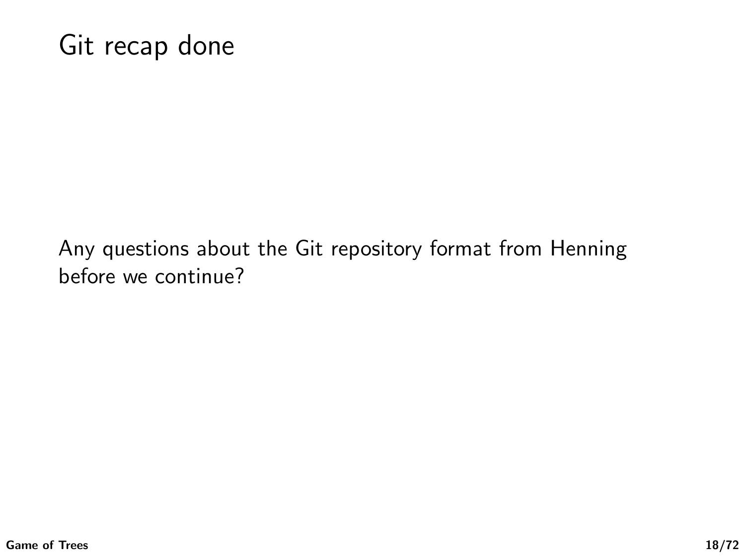# Git recap done

Any questions about the Git repository format from Henning before we continue?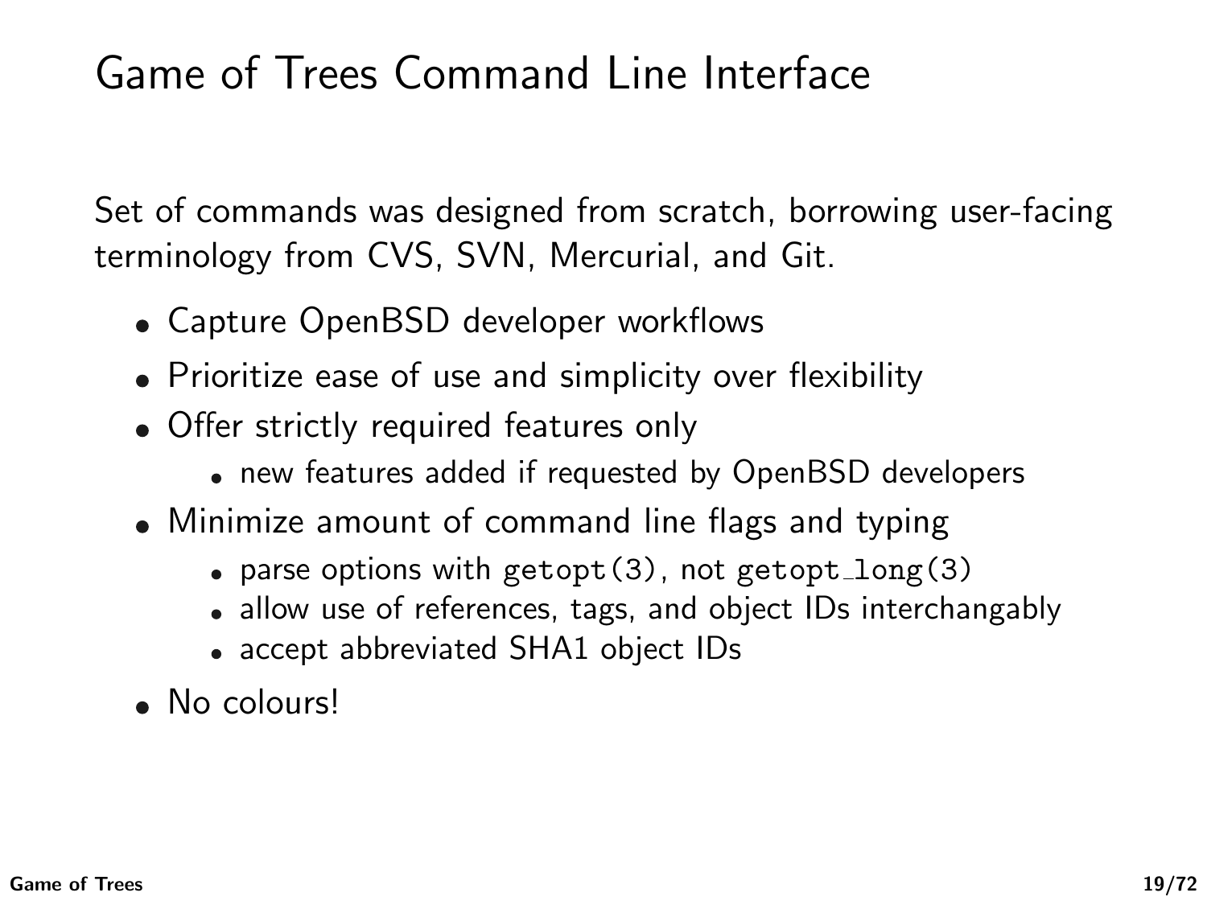# Game of Trees Command Line Interface

Set of commands was designed from scratch, borrowing user-facing terminology from CVS, SVN, Mercurial, and Git.

- Capture OpenBSD developer workflows
- Prioritize ease of use and simplicity over flexibility
- Offer strictly required features only
  - new features added if requested by OpenBSD developers
- Minimize amount of command line flags and typing
  - parse options with `getopt(3)`, not `getopt_long(3)`
  - allow use of references, tags, and object IDs interchangably
  - accept abbreviated SHA1 object IDs
- No colours!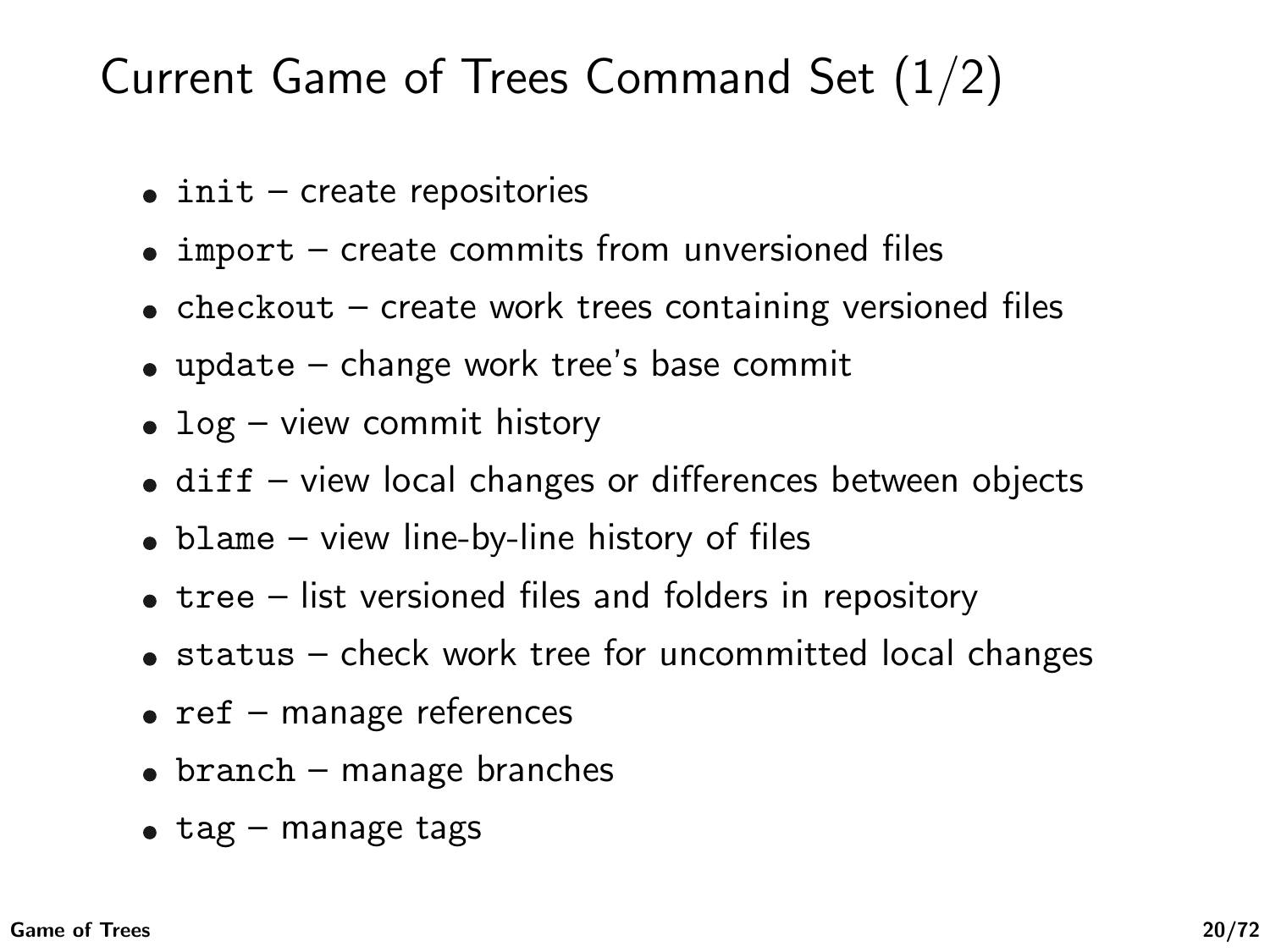# Current Game of Trees Command Set (1/2)

- `init` – create repositories
- `import` – create commits from unversioned files
- `checkout` – create work trees containing versioned files
- `update` – change work tree's base commit
- `log` – view commit history
- `diff` – view local changes or differences between objects
- `blame` – view line-by-line history of files
- `tree` – list versioned files and folders in repository
- `status` – check work tree for uncommitted local changes
- `ref` – manage references
- `branch` – manage branches
- `tag` – manage tags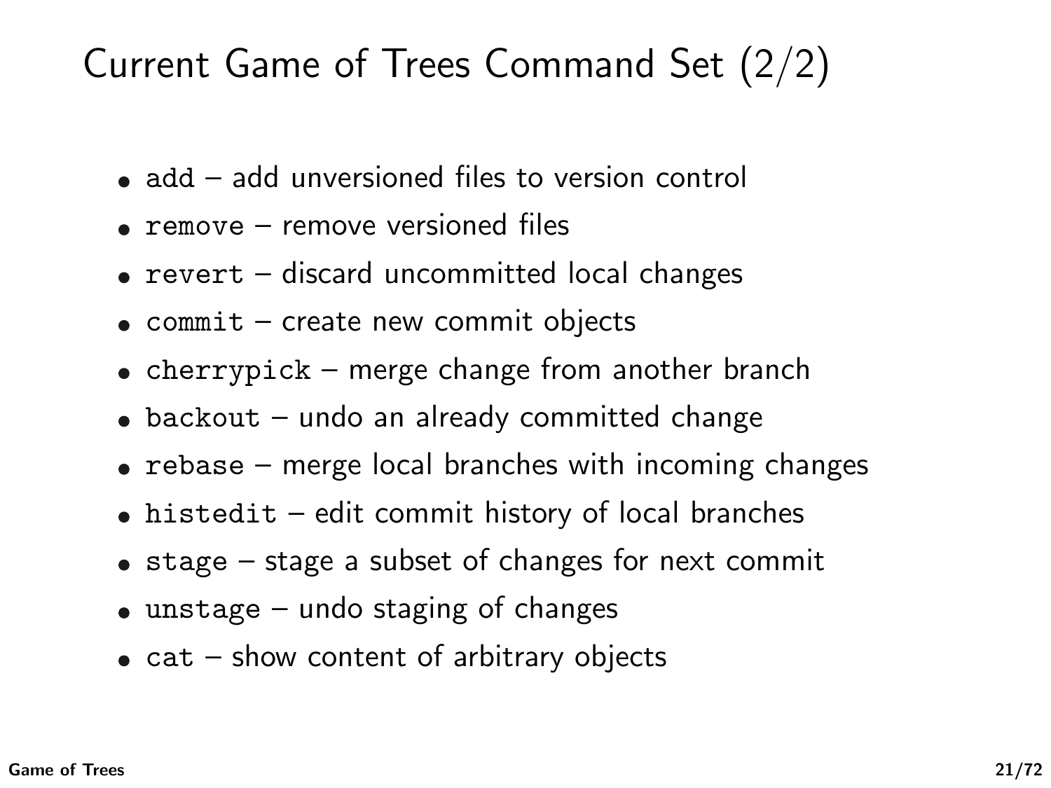# Current Game of Trees Command Set (2/2)

- `add` – add unversioned files to version control
- `remove` – remove versioned files
- `revert` – discard uncommitted local changes
- `commit` – create new commit objects
- `cherrypick` – merge change from another branch
- `backout` – undo an already committed change
- `rebase` – merge local branches with incoming changes
- `histedit` – edit commit history of local branches
- `stage` – stage a subset of changes for next commit
- `unstage` – undo staging of changes
- `cat` – show content of arbitrary objects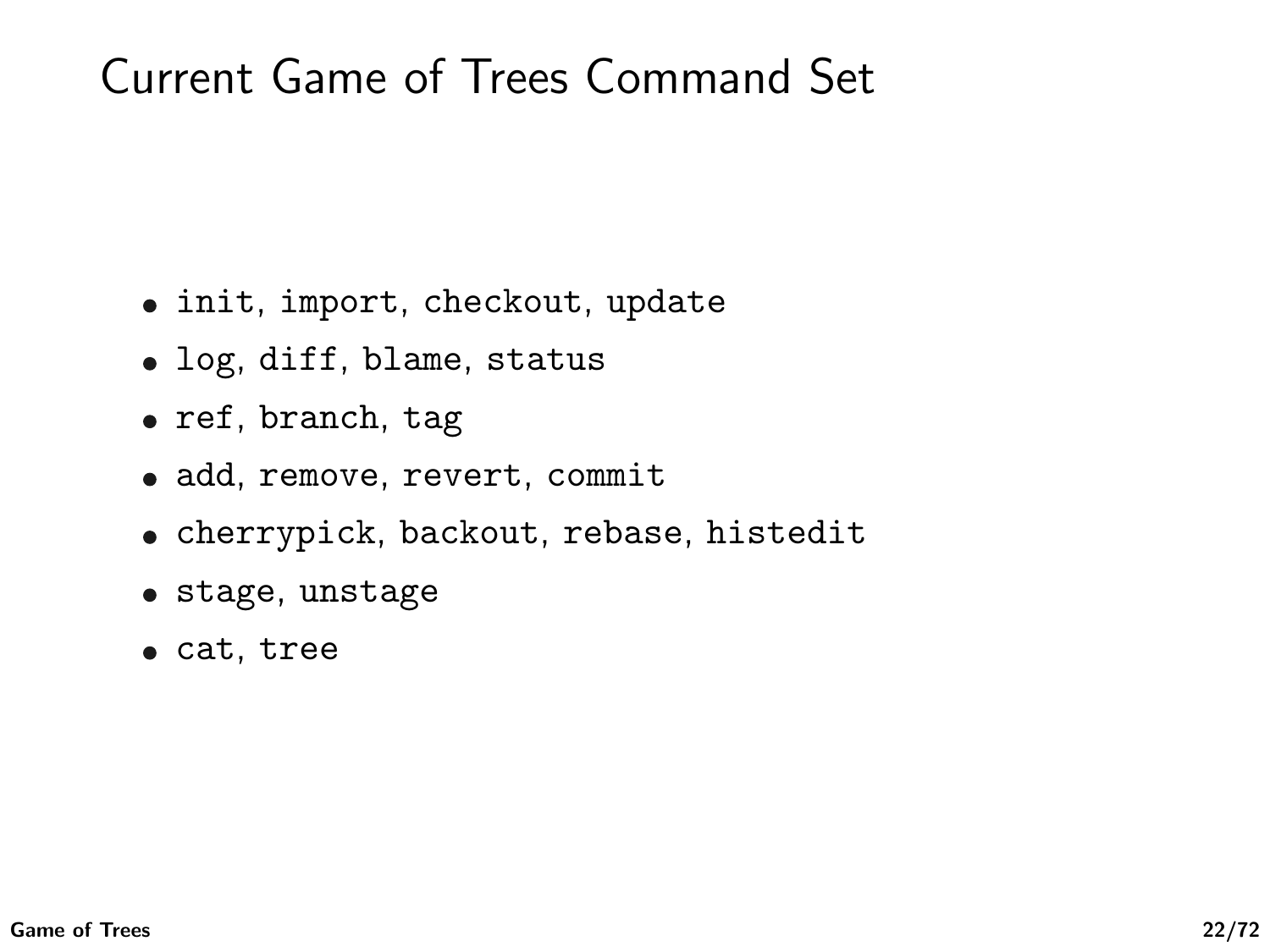# Current Game of Trees Command Set

- `init`, `import`, `checkout`, `update`
- `log`, `diff`, `blame`, `status`
- `ref`, `branch`, `tag`
- `add`, `remove`, `revert`, `commit`
- `cherrypick`, `backout`, `rebase`, `histedit`
- `stage`, `unstage`
- `cat`, `tree`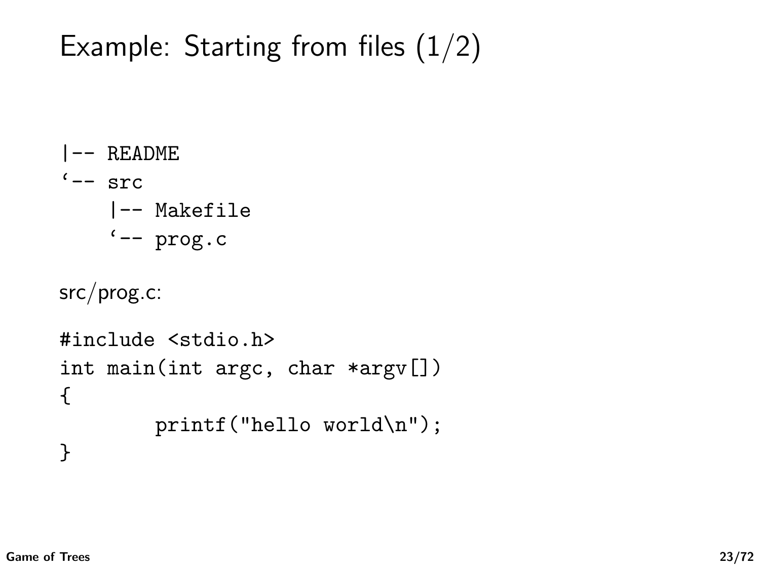# Example: Starting from files (1/2)

```
|-- README
`-- src
    |-- Makefile
    `-- prog.c
```

src/prog.c:

```
#include <stdio.h>
int main(int argc, char *argv[])
{
        printf("hello world\n");
}
```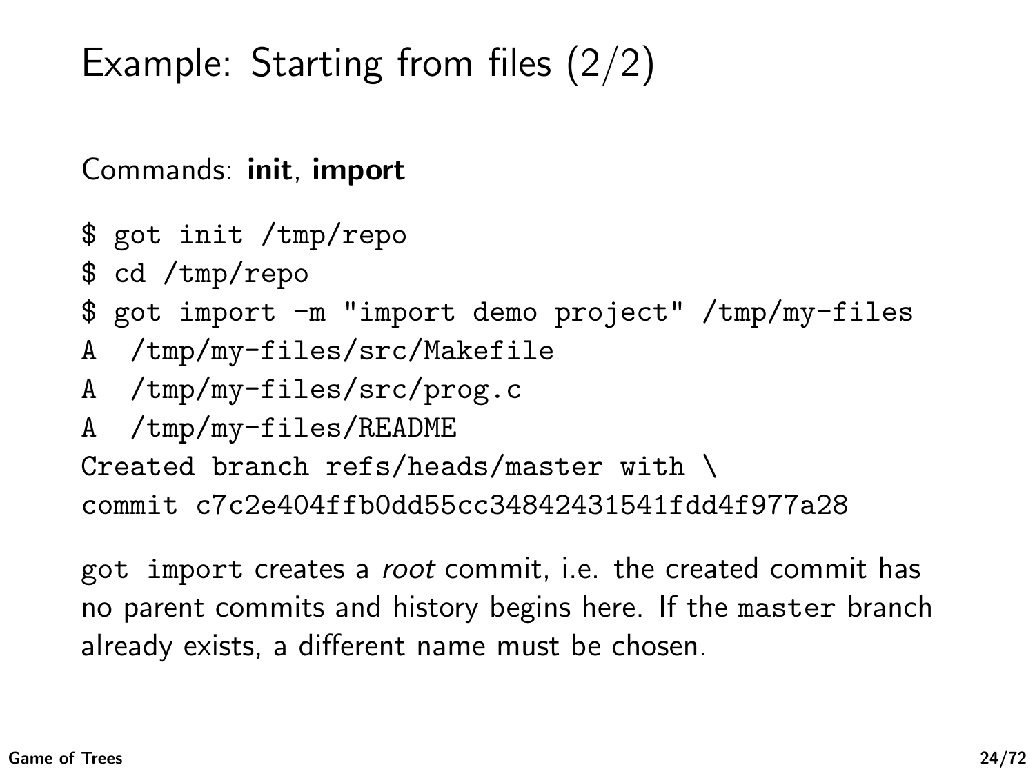# Example: Starting from files (2/2)

Commands: **init**, **import**

```
$ got init /tmp/repo
$ cd /tmp/repo
$ got import -m "import demo project" /tmp/my-files
A  /tmp/my-files/src/Makefile
A  /tmp/my-files/src/prog.c
A  /tmp/my-files/README
Created branch refs/heads/master with \
commit c7c2e404ffb0dd55cc34842431541fdd4f977a28
```

`got import` creates a *root* commit, i.e. the created commit has no parent commits and history begins here. If the `master` branch already exists, a different name must be chosen.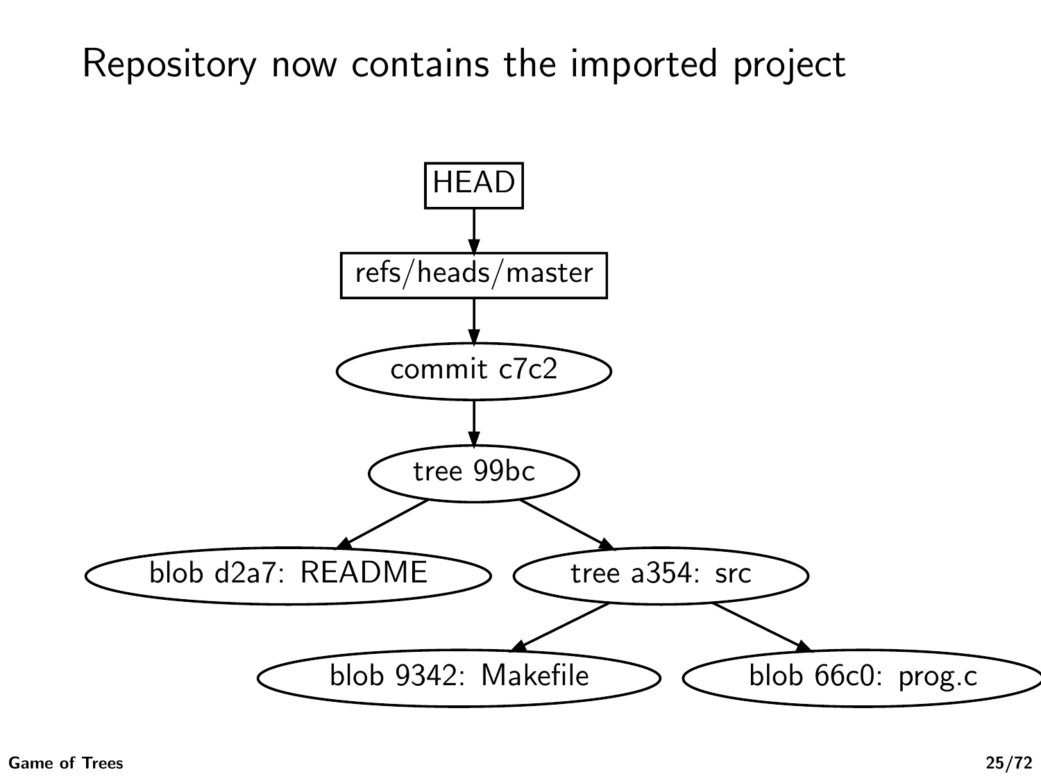# Repository now contains the imported project

HEAD

refs/heads/master

commit c7c2

tree 99bc

blob d2a7: README

tree a354: src

blob 9342: Makefile

blob 66c0: prog.c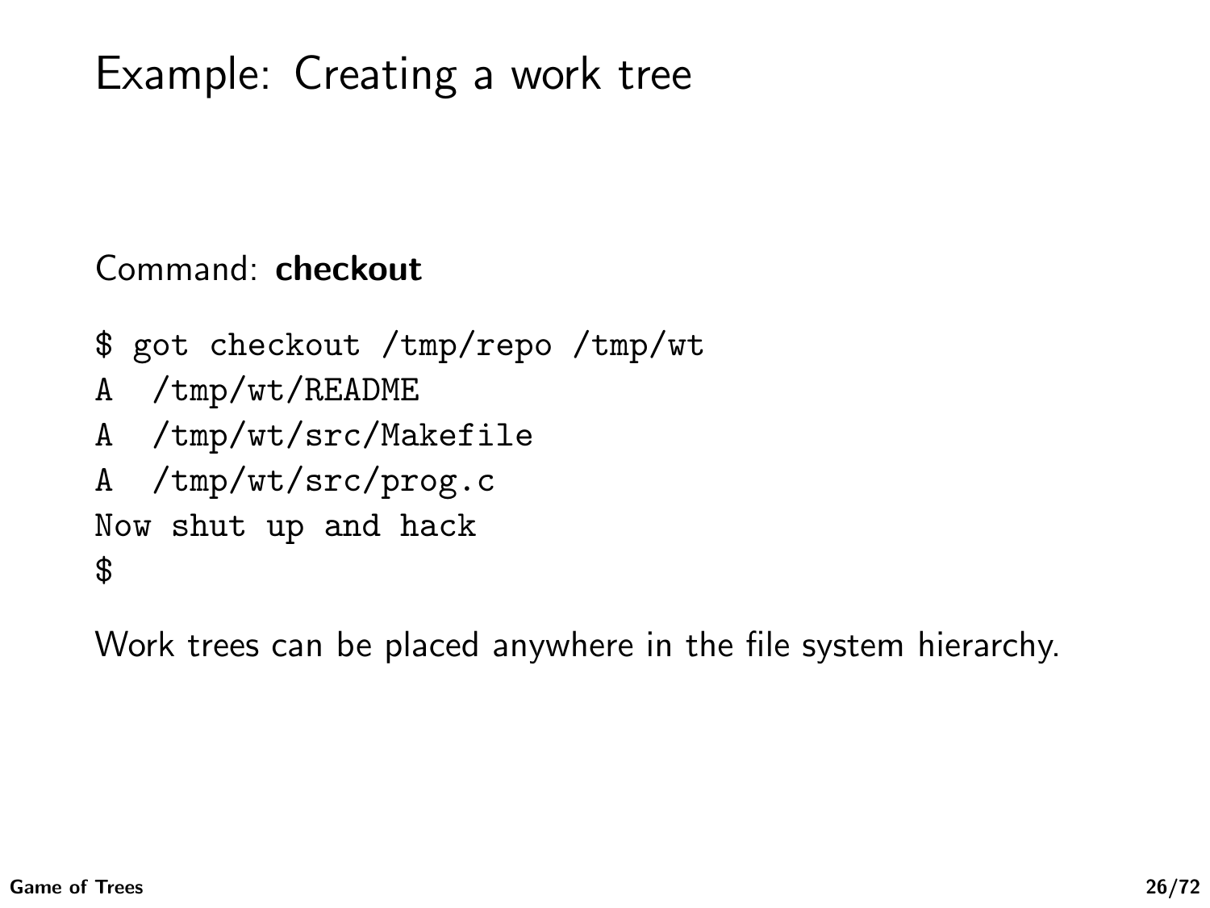# Example: Creating a work tree

Command: **checkout**

```
$ got checkout /tmp/repo /tmp/wt
A  /tmp/wt/README
A  /tmp/wt/src/Makefile
A  /tmp/wt/src/prog.c
Now shut up and hack
$
```

Work trees can be placed anywhere in the file system hierarchy.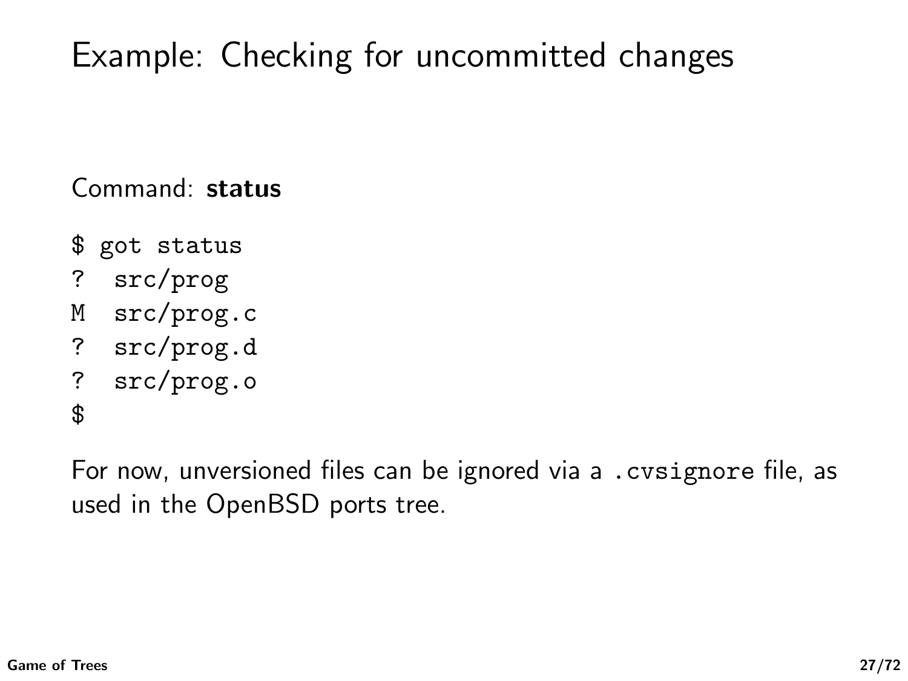# Example: Checking for uncommitted changes

Command: **status**

```
$ got status
?  src/prog
M  src/prog.c
?  src/prog.d
?  src/prog.o
$
```

For now, unversioned files can be ignored via a `.cvsignore` file, as used in the OpenBSD ports tree.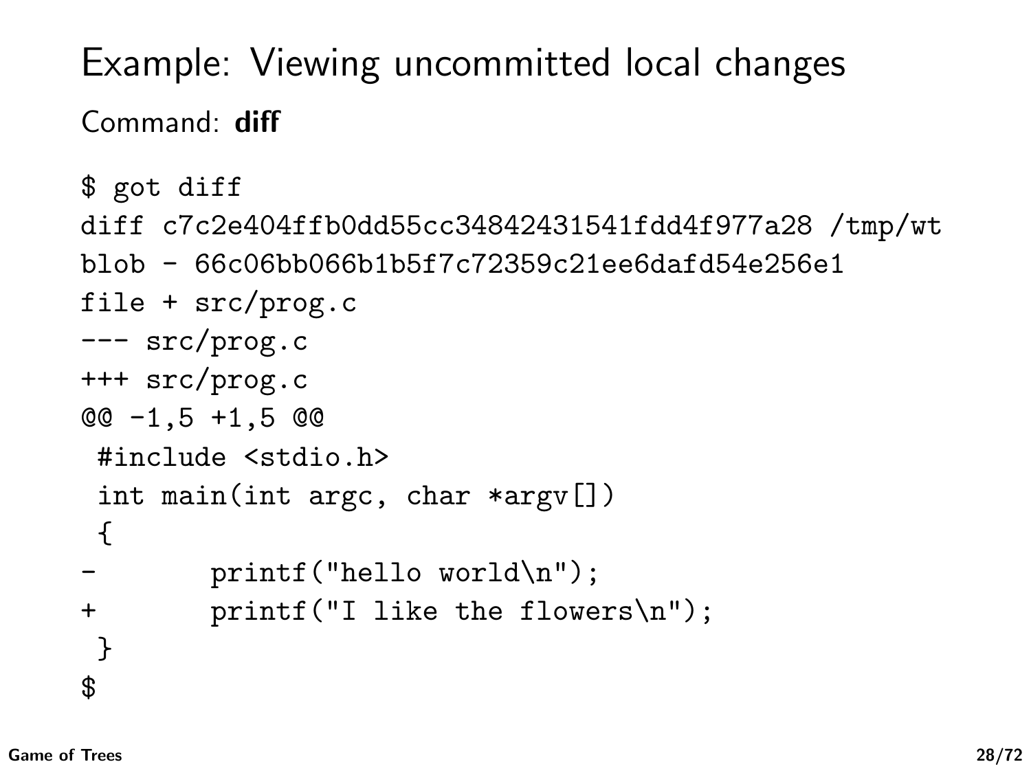# Example: Viewing uncommitted local changes

Command: **diff**

```
$ got diff
diff c7c2e404ffb0dd55cc34842431541fdd4f977a28 /tmp/wt
blob - 66c06bb066b1b5f7c72359c21ee6dafd54e256e1
file + src/prog.c
--- src/prog.c
+++ src/prog.c
@@ -1,5 +1,5 @@
 #include <stdio.h>
 int main(int argc, char *argv[])
 {
-       printf("hello world\n");
+       printf("I like the flowers\n");
 }
$
```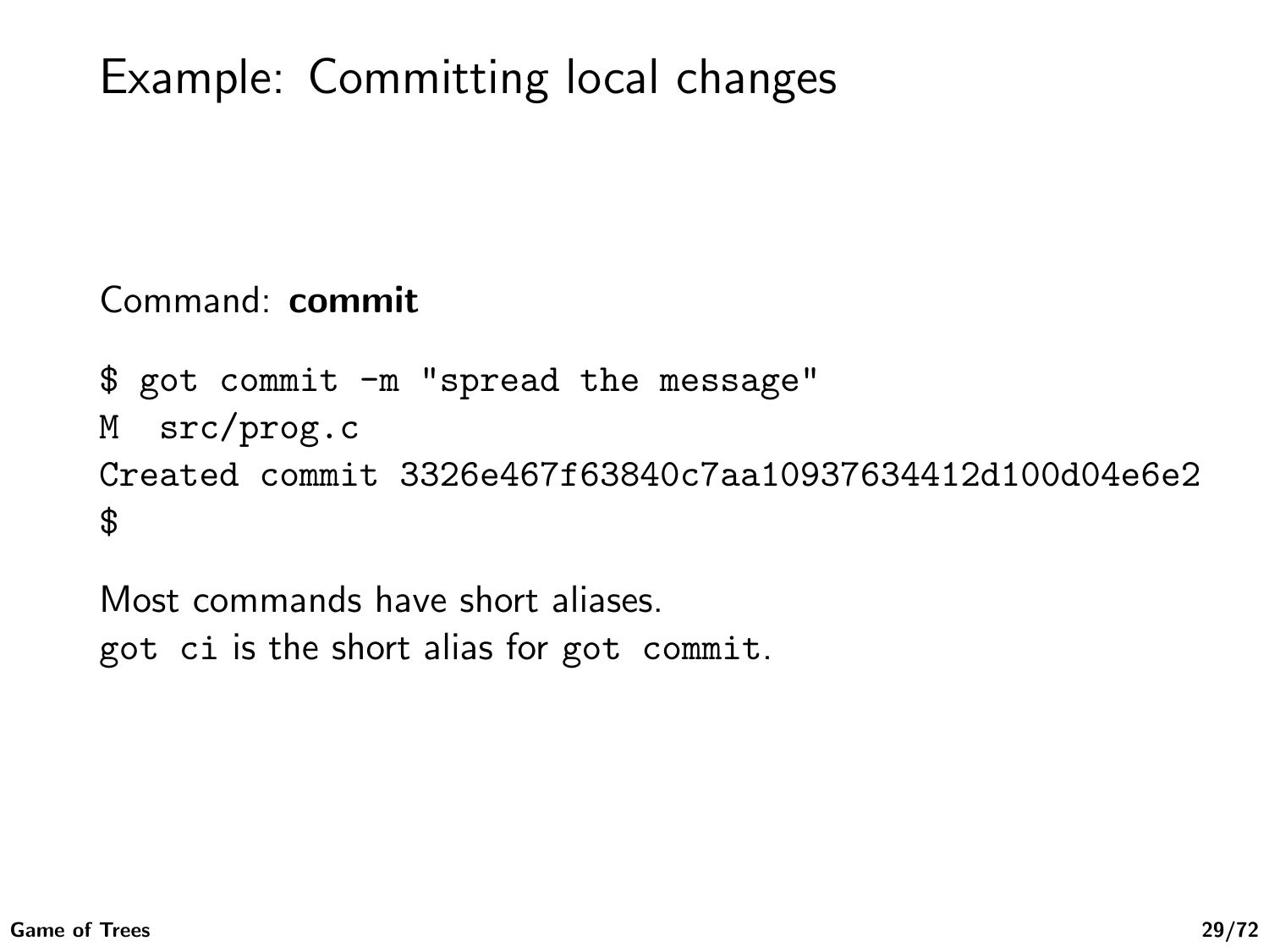# Example: Committing local changes

Command: **commit**

```
$ got commit -m "spread the message"
M  src/prog.c
Created commit 3326e467f63840c7aa10937634412d100d04e6e2
$
```

Most commands have short aliases.
`got ci` is the short alias for `got commit`.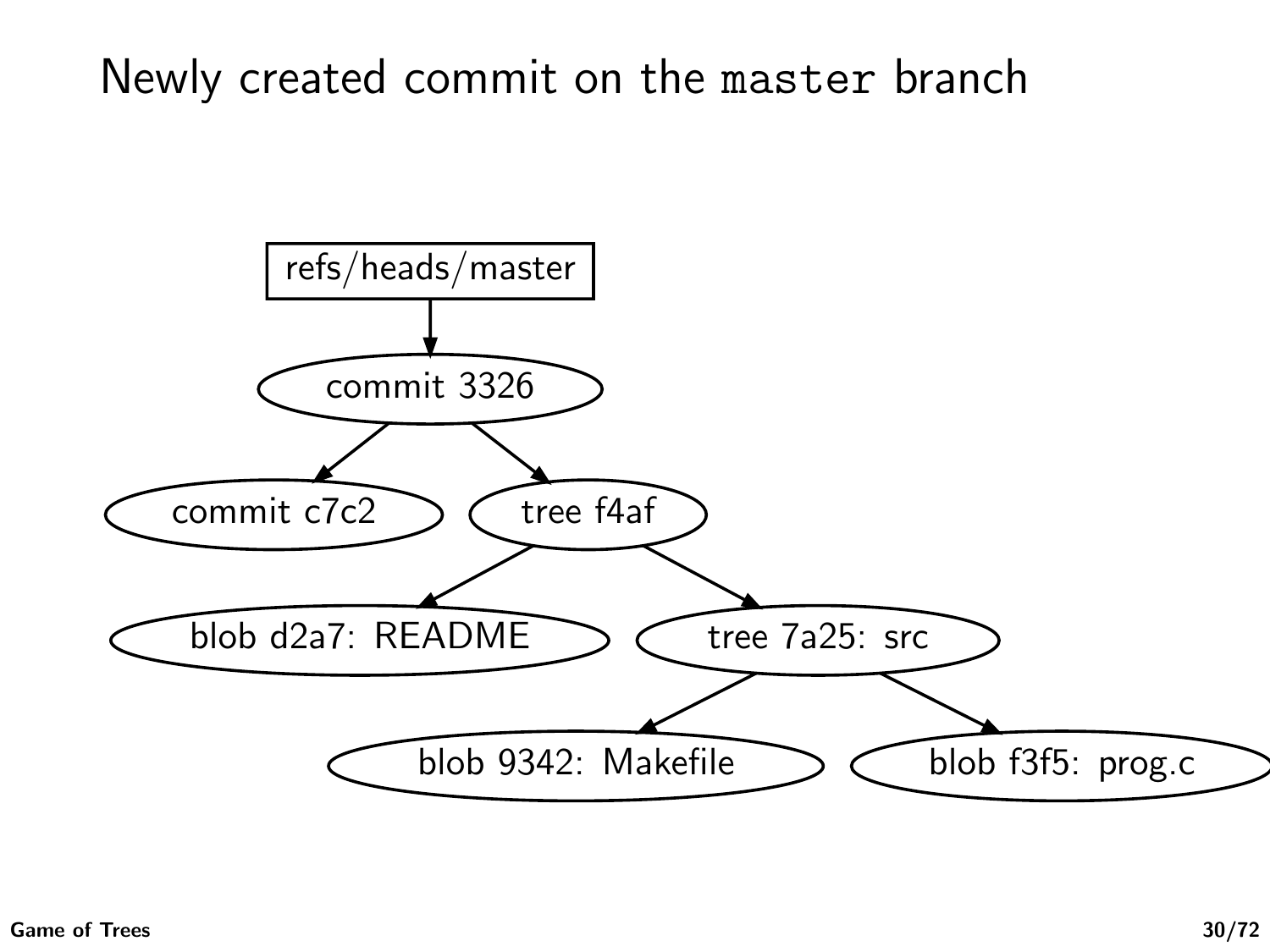# Newly created commit on the `master` branch

```
refs/heads/master
  └── commit 3326
        ├── commit c7c2
        └── tree f4af
              ├── blob d2a7: README
              └── tree 7a25: src
                    ├── blob 9342: Makefile
                    └── blob f3f5: prog.c
```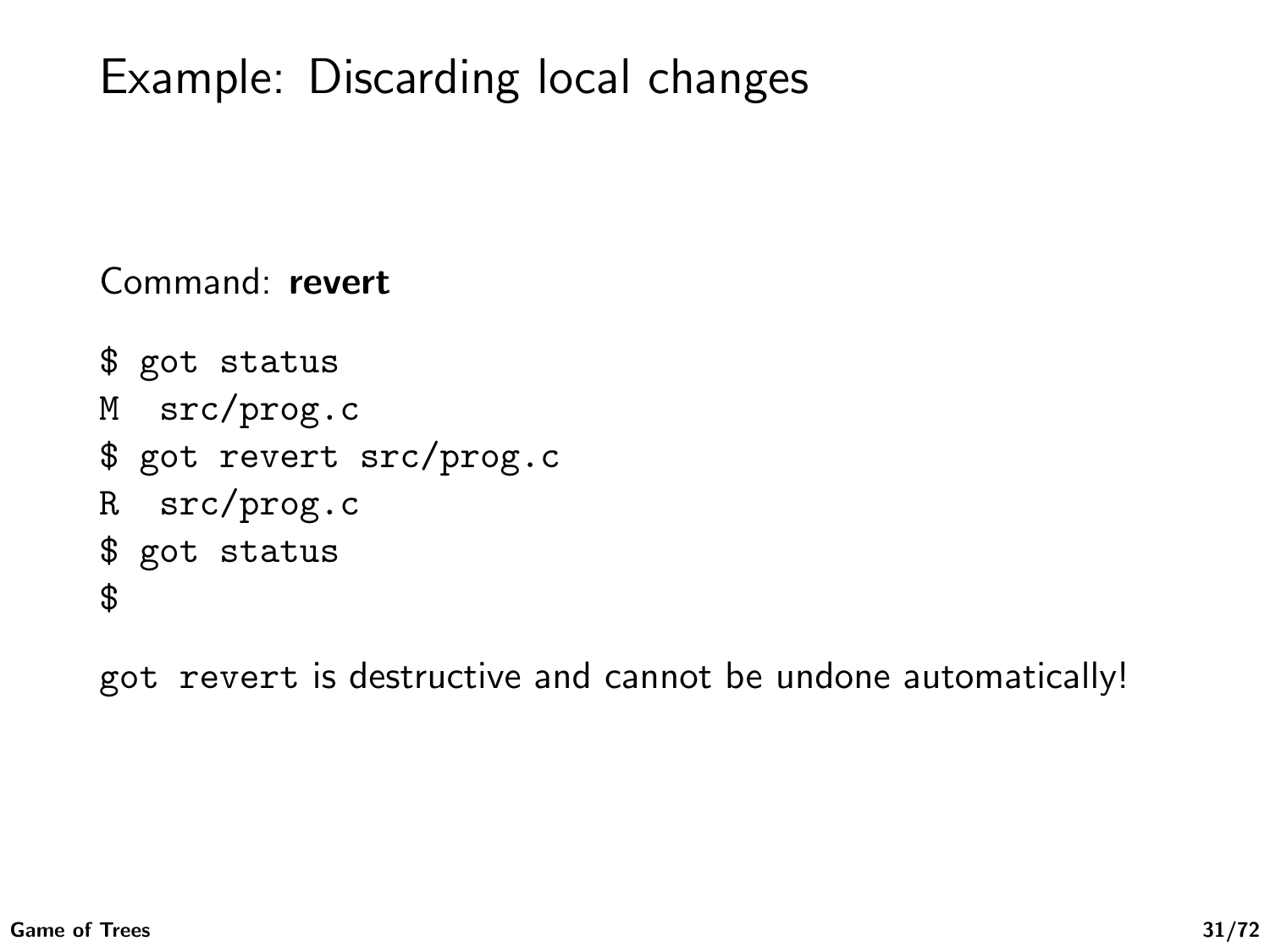# Example: Discarding local changes

Command: **revert**

```
$ got status
M  src/prog.c
$ got revert src/prog.c
R  src/prog.c
$ got status
$
```

`got revert` is destructive and cannot be undone automatically!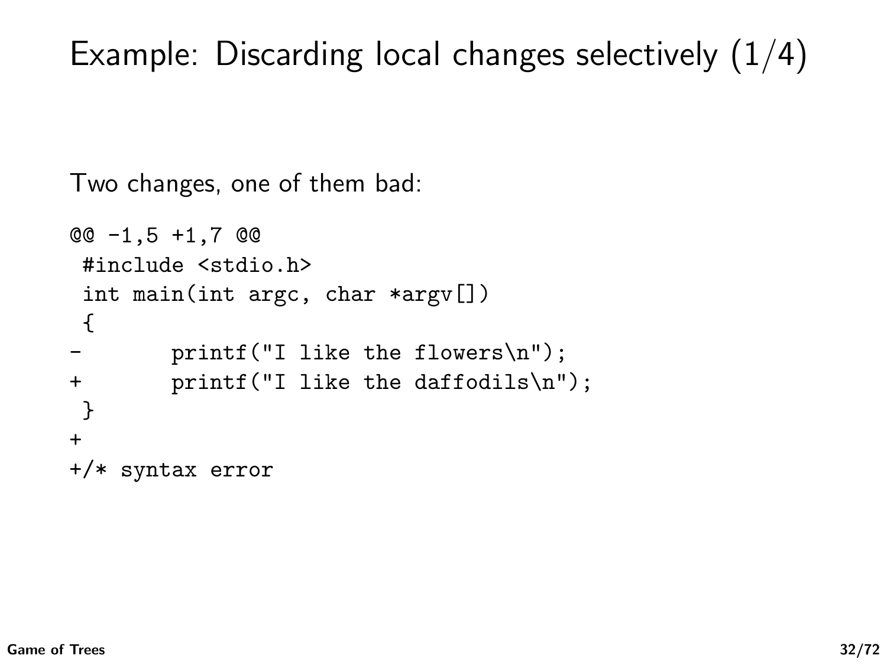# Example: Discarding local changes selectively (1/4)

Two changes, one of them bad:

```
@@ -1,5 +1,7 @@
 #include <stdio.h>
 int main(int argc, char *argv[])
 {
-	printf("I like the flowers\n");
+	printf("I like the daffodils\n");
 }
+
+/* syntax error
```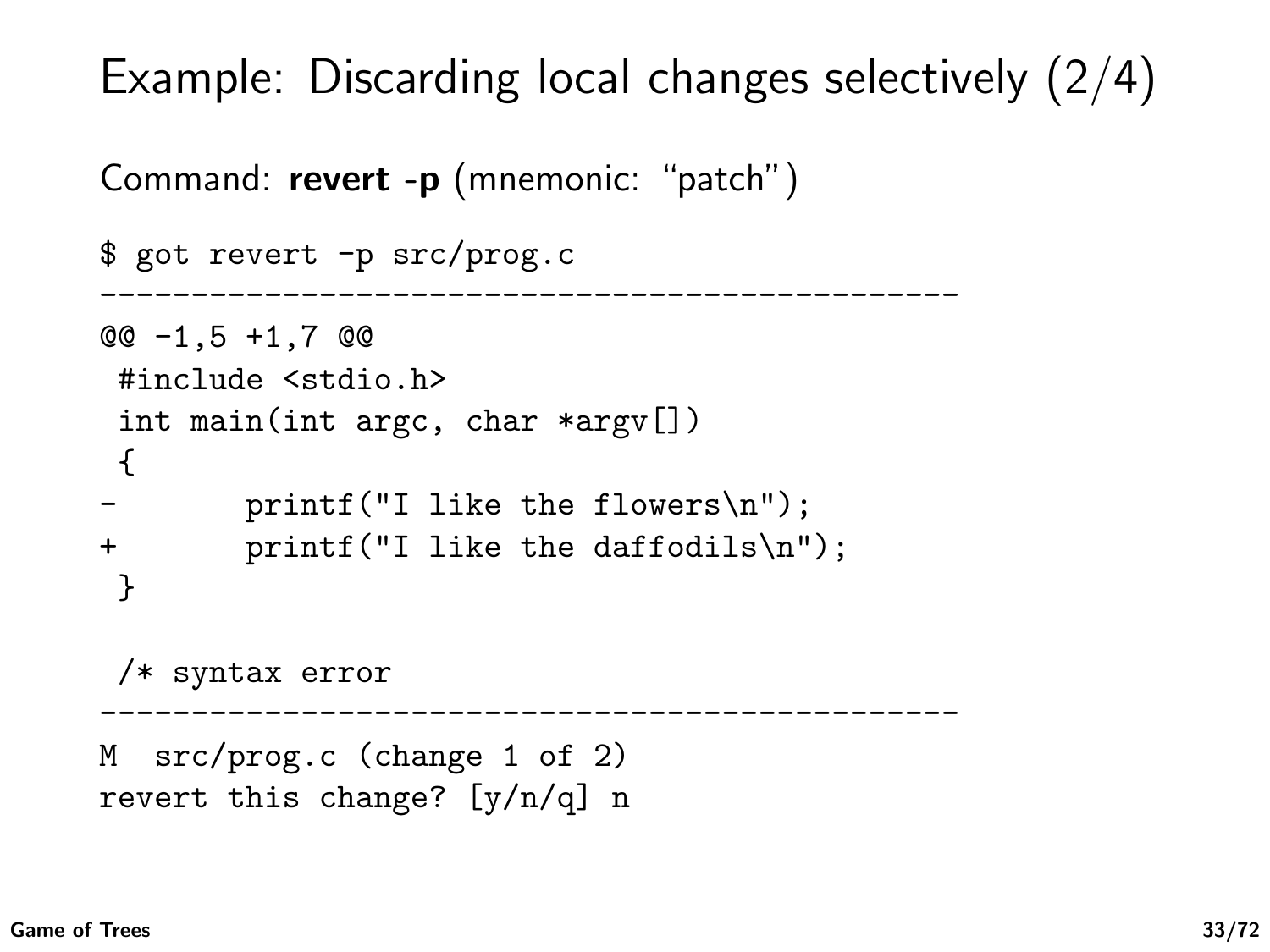# Example: Discarding local changes selectively (2/4)

Command: **revert -p** (mnemonic: "patch")

```
$ got revert -p src/prog.c
-----------------------------------------------
@@ -1,5 +1,7 @@
 #include <stdio.h>
 int main(int argc, char *argv[])
 {
-       printf("I like the flowers\n");
+       printf("I like the daffodils\n");
 }

 /* syntax error
-----------------------------------------------
M  src/prog.c (change 1 of 2)
revert this change? [y/n/q] n
```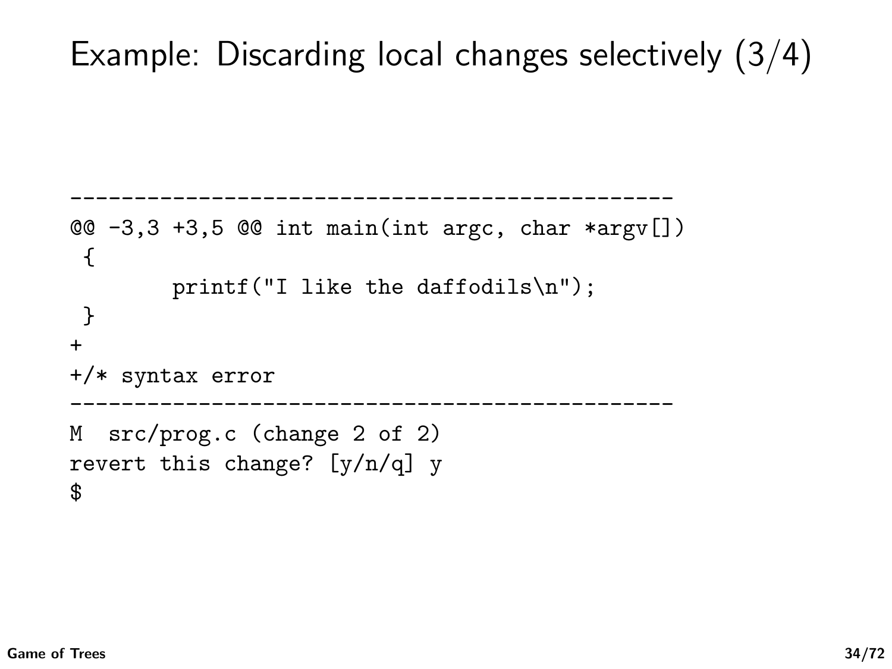# Example: Discarding local changes selectively (3/4)

```
-----------------------------------------------
@@ -3,3 +3,5 @@ int main(int argc, char *argv[])
 {
        printf("I like the daffodils\n");
 }
+
+/* syntax error
-----------------------------------------------
M  src/prog.c (change 2 of 2)
revert this change? [y/n/q] y
$
```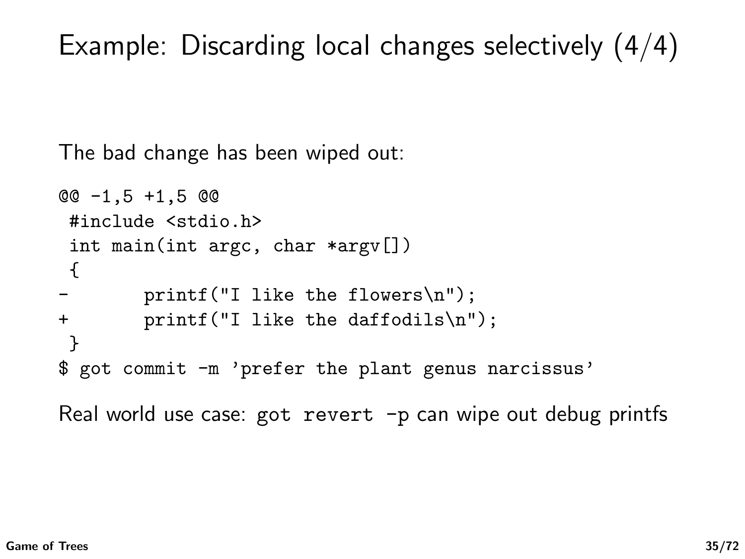# Example: Discarding local changes selectively (4/4)

The bad change has been wiped out:

```
@@ -1,5 +1,5 @@
 #include <stdio.h>
 int main(int argc, char *argv[])
 {
-       printf("I like the flowers\n");
+       printf("I like the daffodils\n");
 }
$ got commit -m 'prefer the plant genus narcissus'
```

Real world use case: `got revert -p` can wipe out debug printfs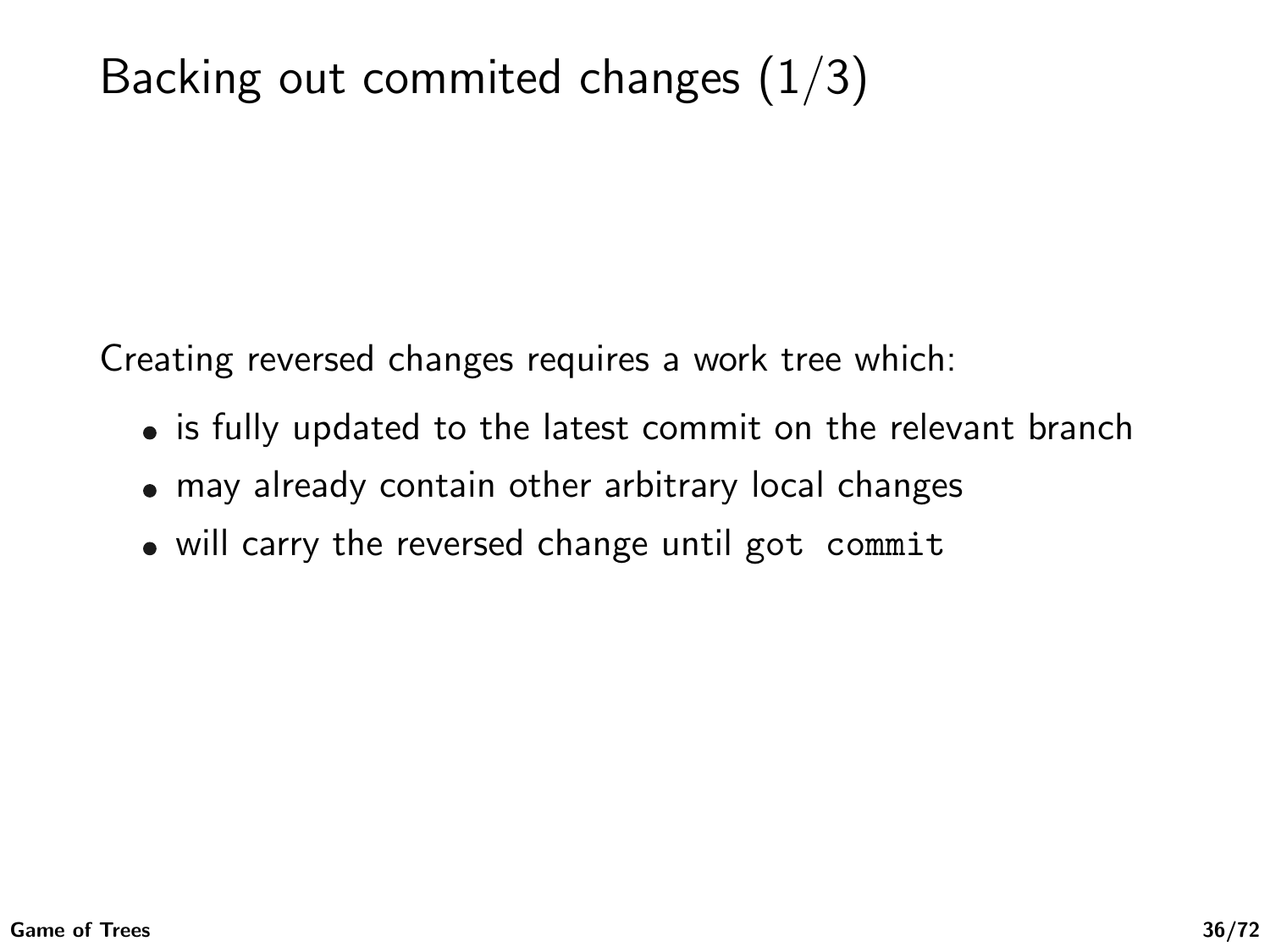# Backing out commited changes (1/3)

Creating reversed changes requires a work tree which:

- is fully updated to the latest commit on the relevant branch
- may already contain other arbitrary local changes
- will carry the reversed change until `got commit`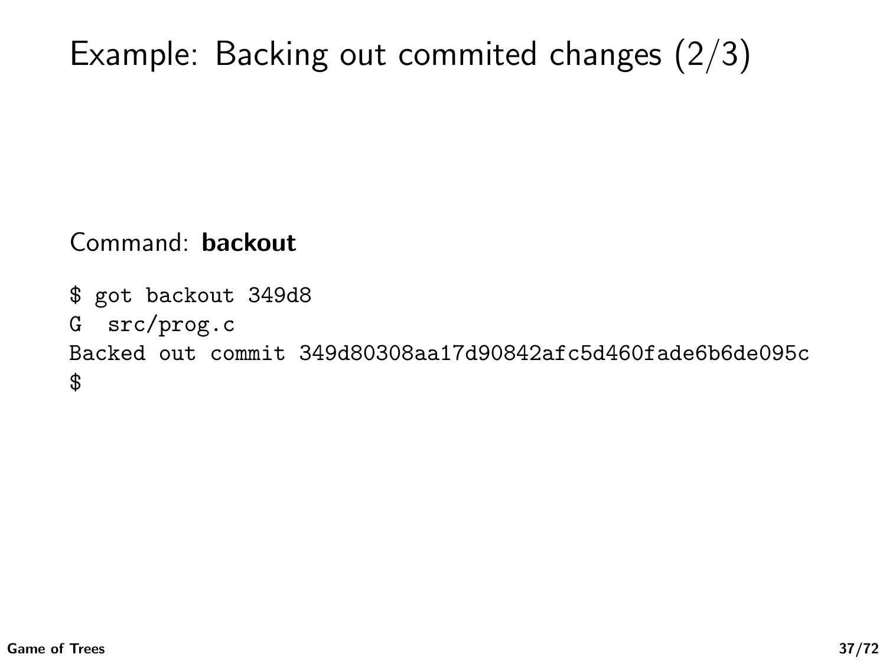# Example: Backing out commited changes (2/3)

Command: **backout**

```
$ got backout 349d8
G  src/prog.c
Backed out commit 349d80308aa17d90842afc5d460fade6b6de095c
$
```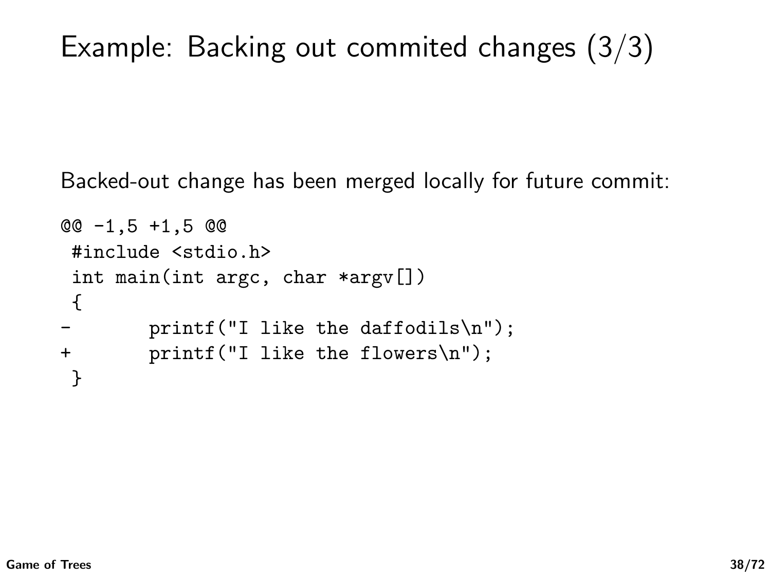# Example: Backing out commited changes (3/3)

Backed-out change has been merged locally for future commit:

```
@@ -1,5 +1,5 @@
 #include <stdio.h>
 int main(int argc, char *argv[])
 {
-        printf("I like the daffodils\n");
+        printf("I like the flowers\n");
 }
```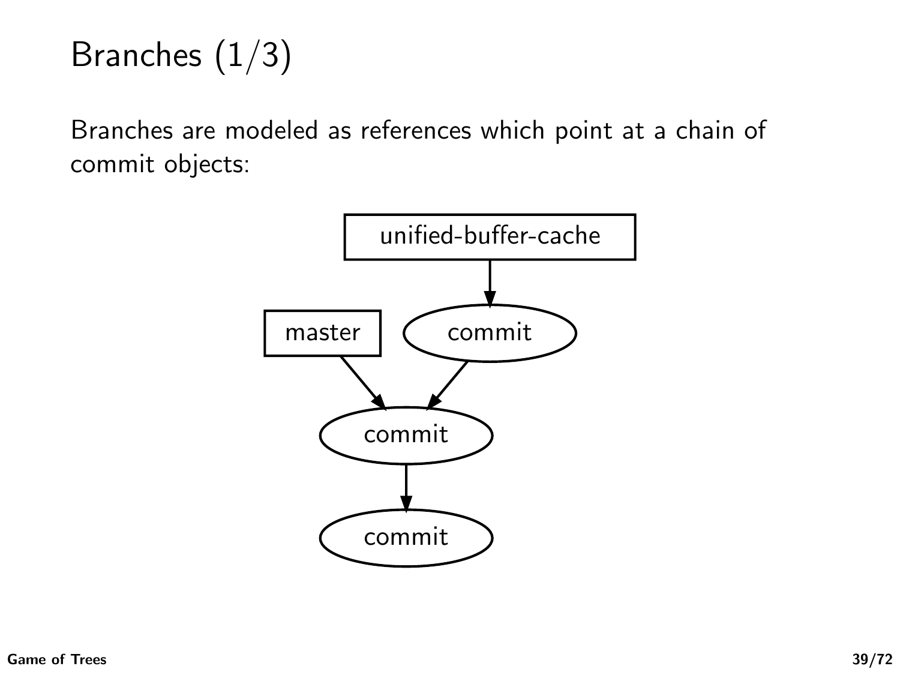# Branches (1/3)

Branches are modeled as references which point at a chain of commit objects: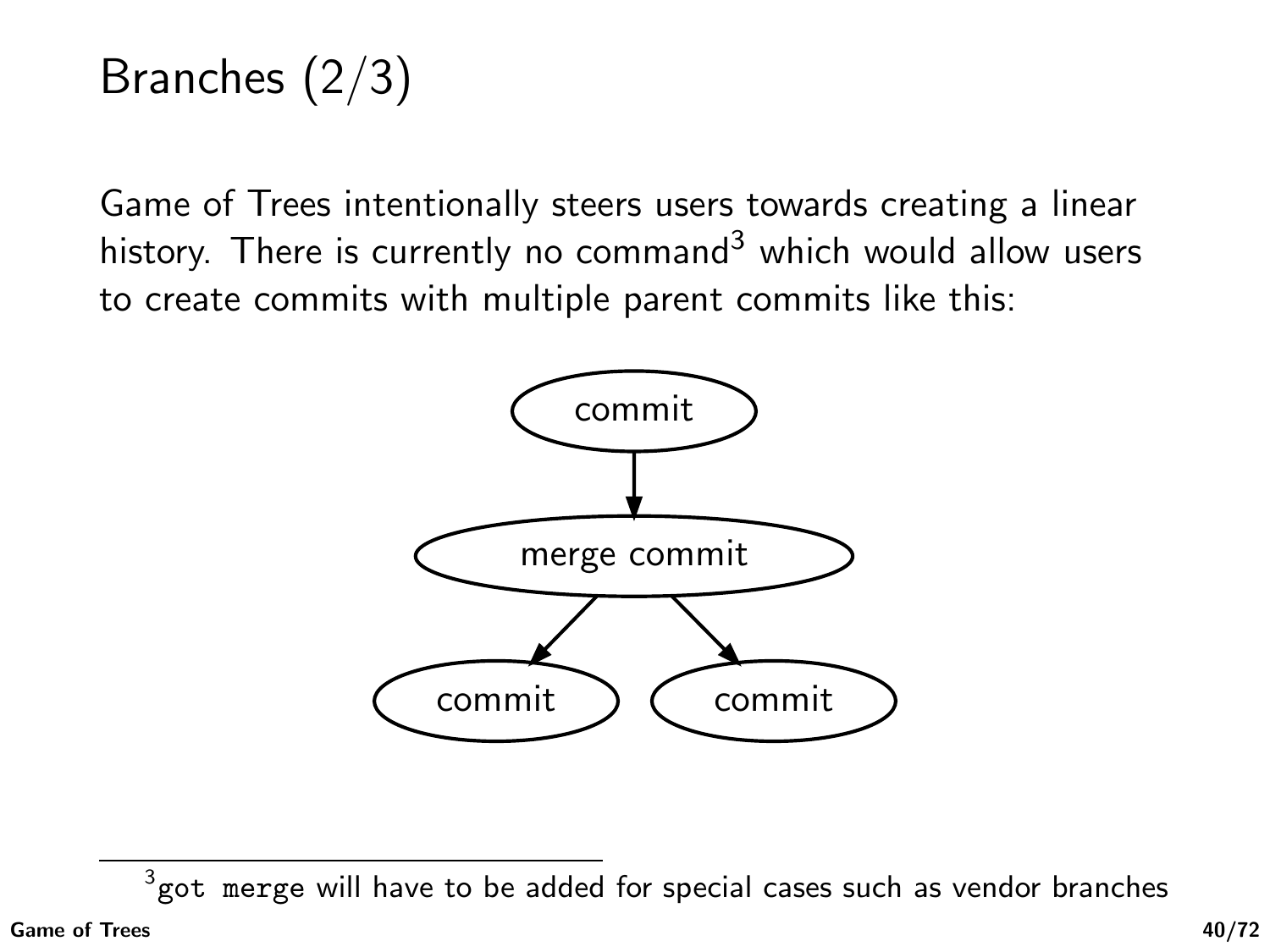# Branches (2/3)

Game of Trees intentionally steers users towards creating a linear history. There is currently no command[3] which would allow users to create commits with multiple parent commits like this:

commit

merge commit

commit commit

---

[3] `got merge` will have to be added for special cases such as vendor branches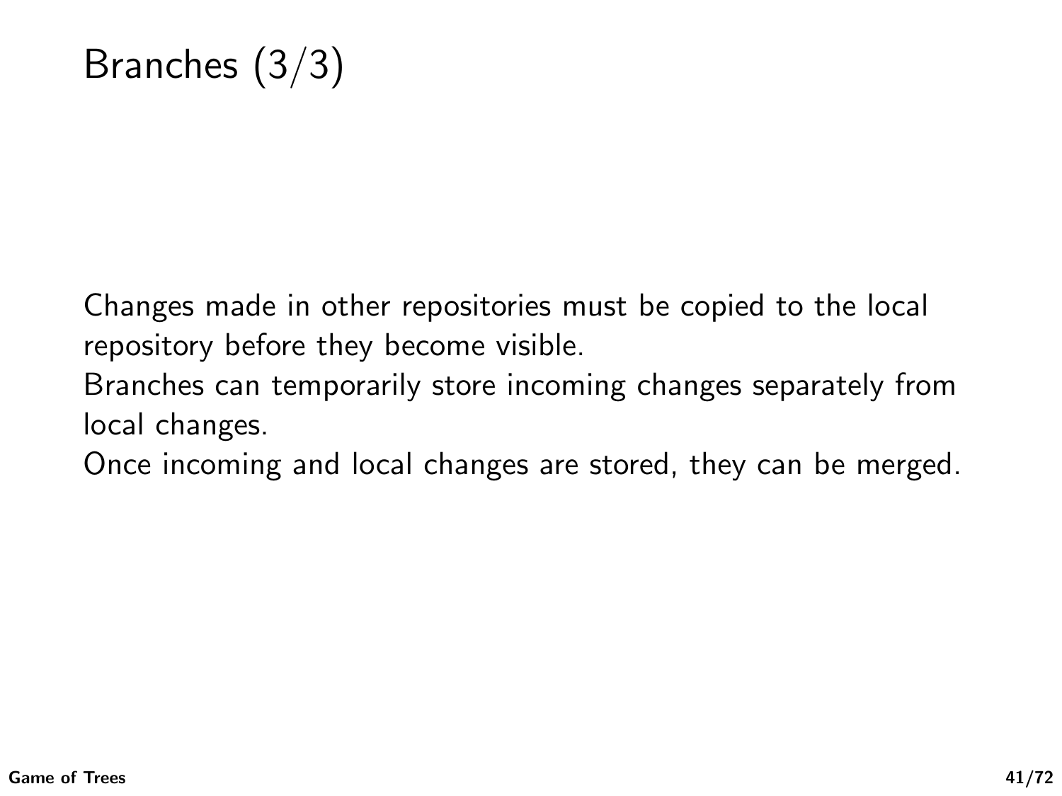# Branches (3/3)

Changes made in other repositories must be copied to the local repository before they become visible.

Branches can temporarily store incoming changes separately from local changes.

Once incoming and local changes are stored, they can be merged.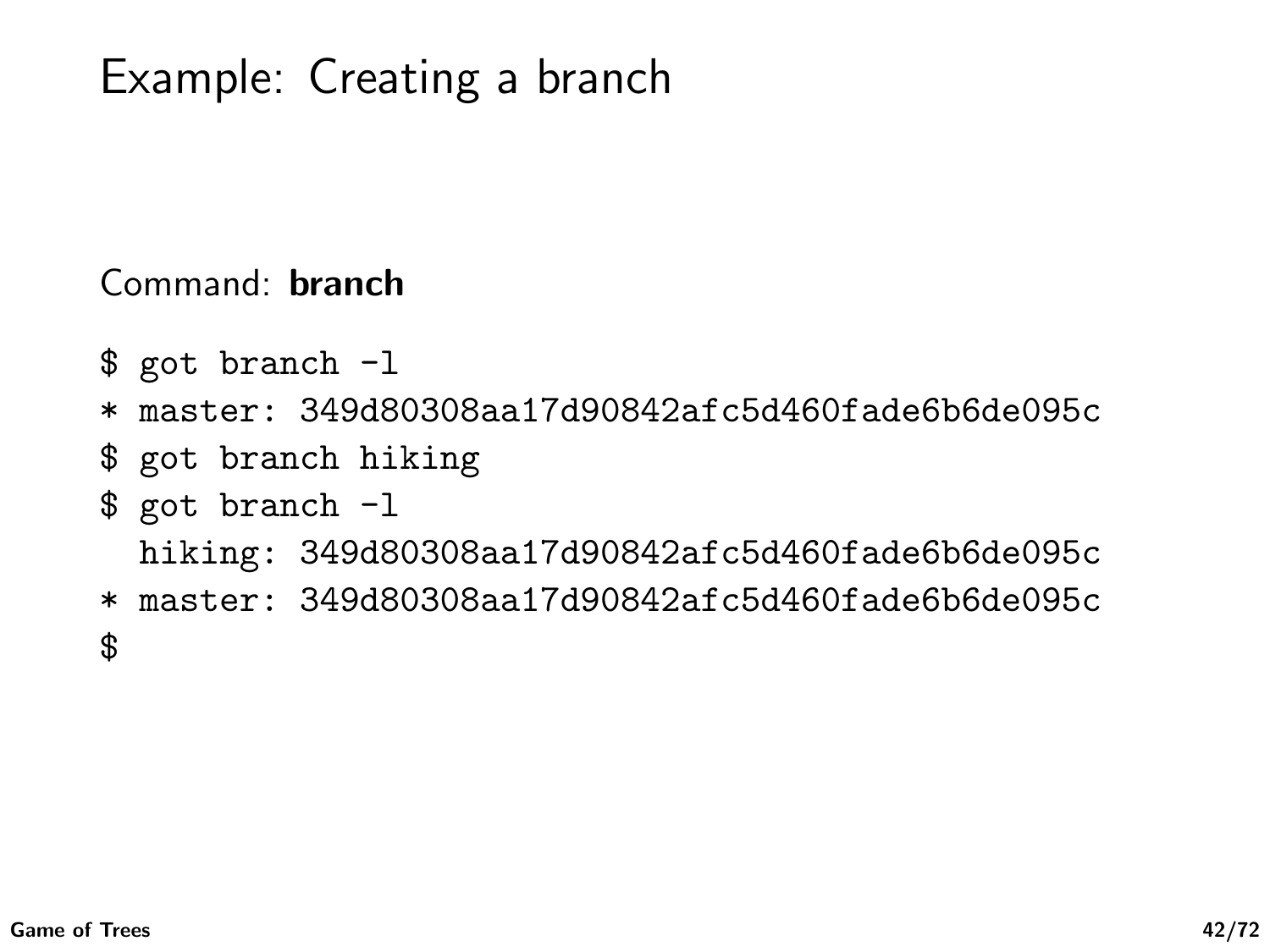# Example: Creating a branch

Command: **branch**

```
$ got branch -l
* master: 349d80308aa17d90842afc5d460fade6b6de095c
$ got branch hiking
$ got branch -l
  hiking: 349d80308aa17d90842afc5d460fade6b6de095c
* master: 349d80308aa17d90842afc5d460fade6b6de095c
$
```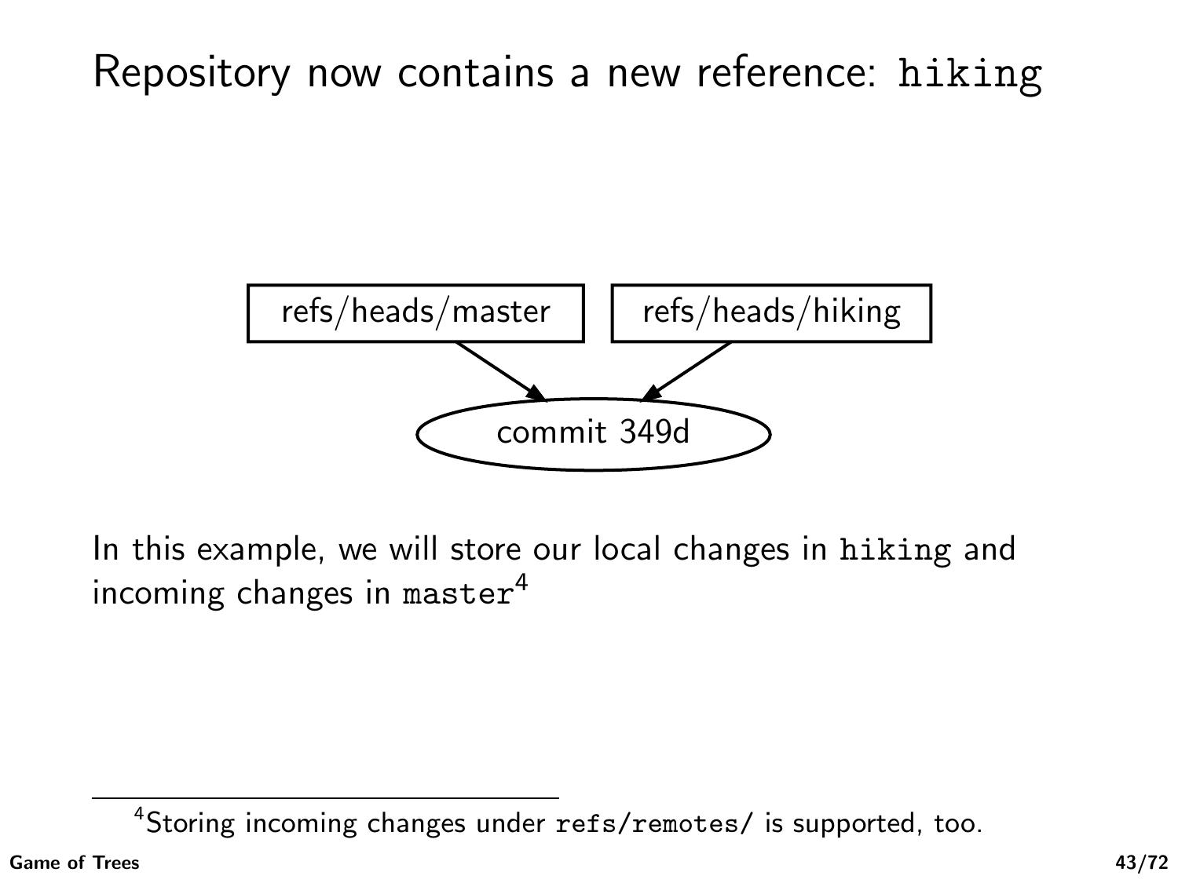# Repository now contains a new reference: `hiking`

refs/heads/master → commit 349d ← refs/heads/hiking

In this example, we will store our local changes in `hiking` and incoming changes in `master`[4]

[4] Storing incoming changes under `refs/remotes/` is supported, too.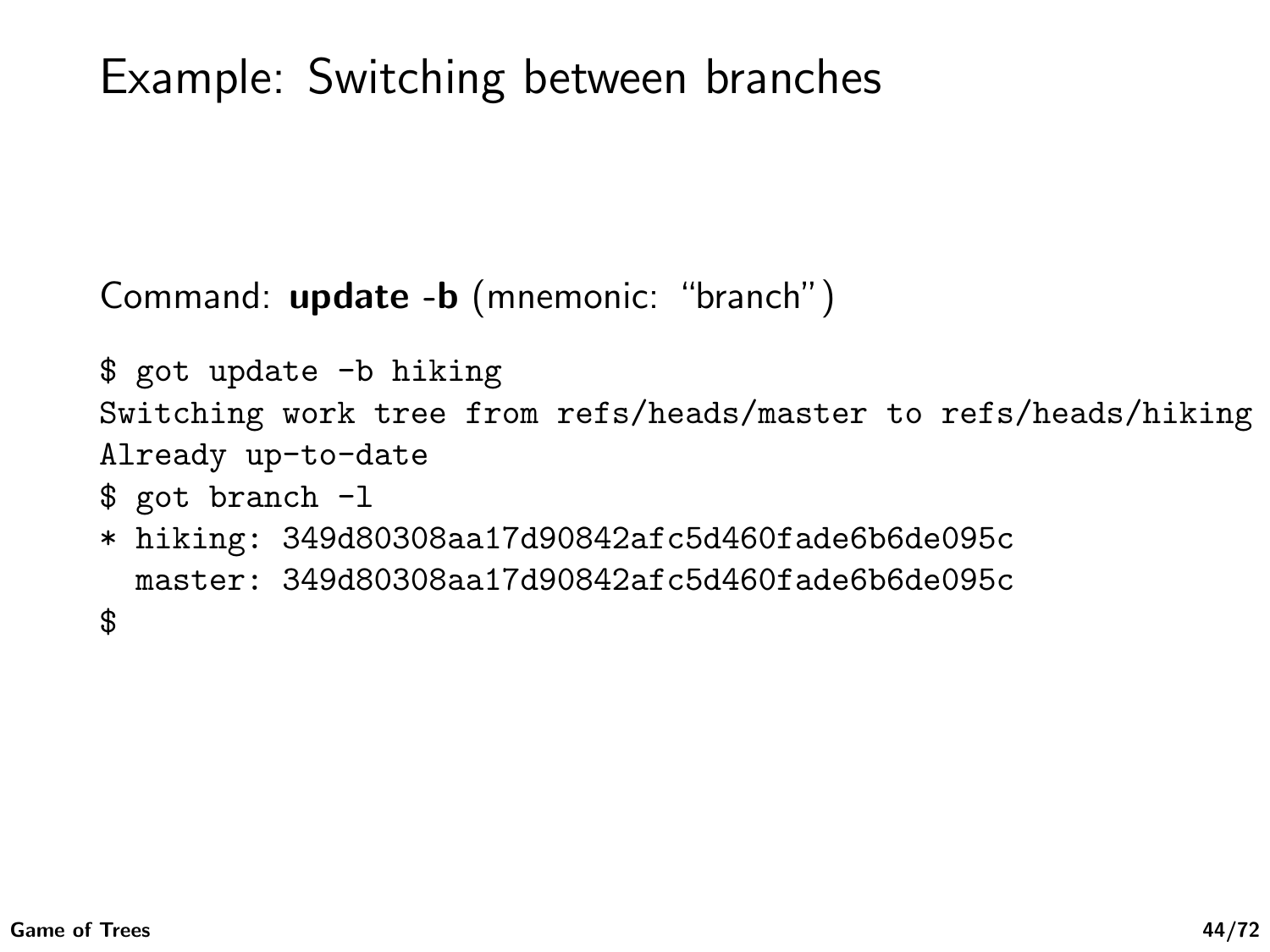# Example: Switching between branches

Command: **update -b** (mnemonic: "branch")

```
$ got update -b hiking
Switching work tree from refs/heads/master to refs/heads/hiking
Already up-to-date
$ got branch -l
* hiking: 349d80308aa17d90842afc5d460fade6b6de095c
  master: 349d80308aa17d90842afc5d460fade6b6de095c
$
```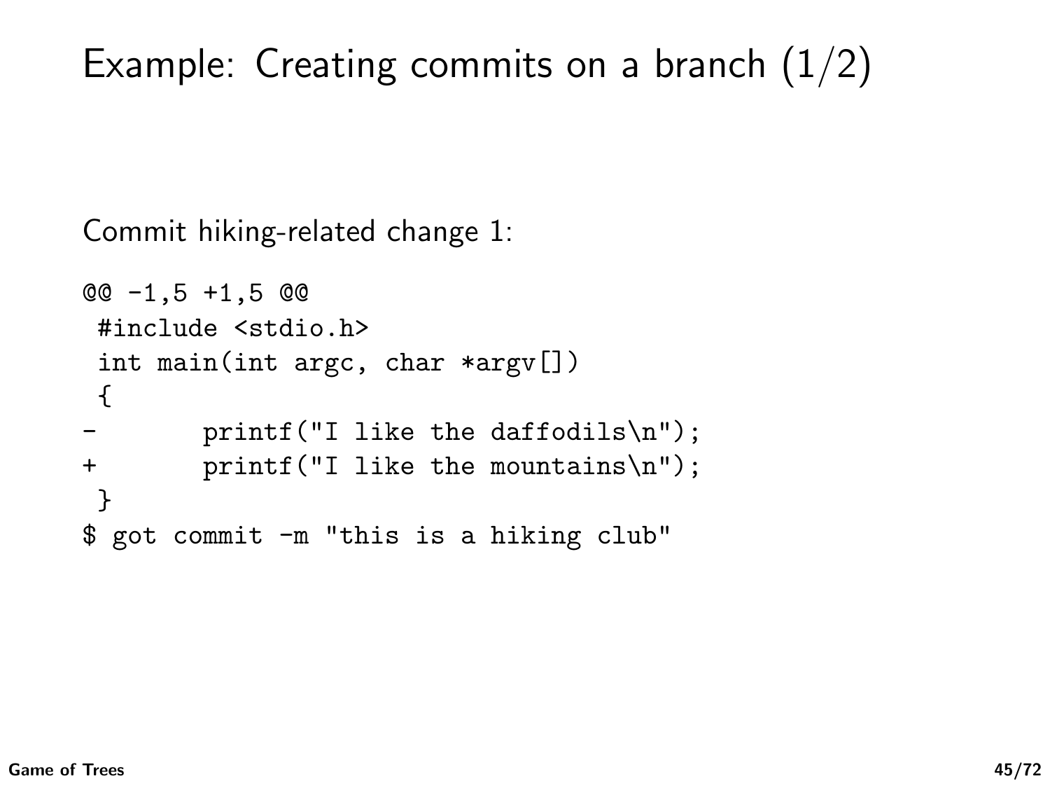# Example: Creating commits on a branch (1/2)

Commit hiking-related change 1:

```
@@ -1,5 +1,5 @@
 #include <stdio.h>
 int main(int argc, char *argv[])
 {
-       printf("I like the daffodils\n");
+       printf("I like the mountains\n");
 }
$ got commit -m "this is a hiking club"
```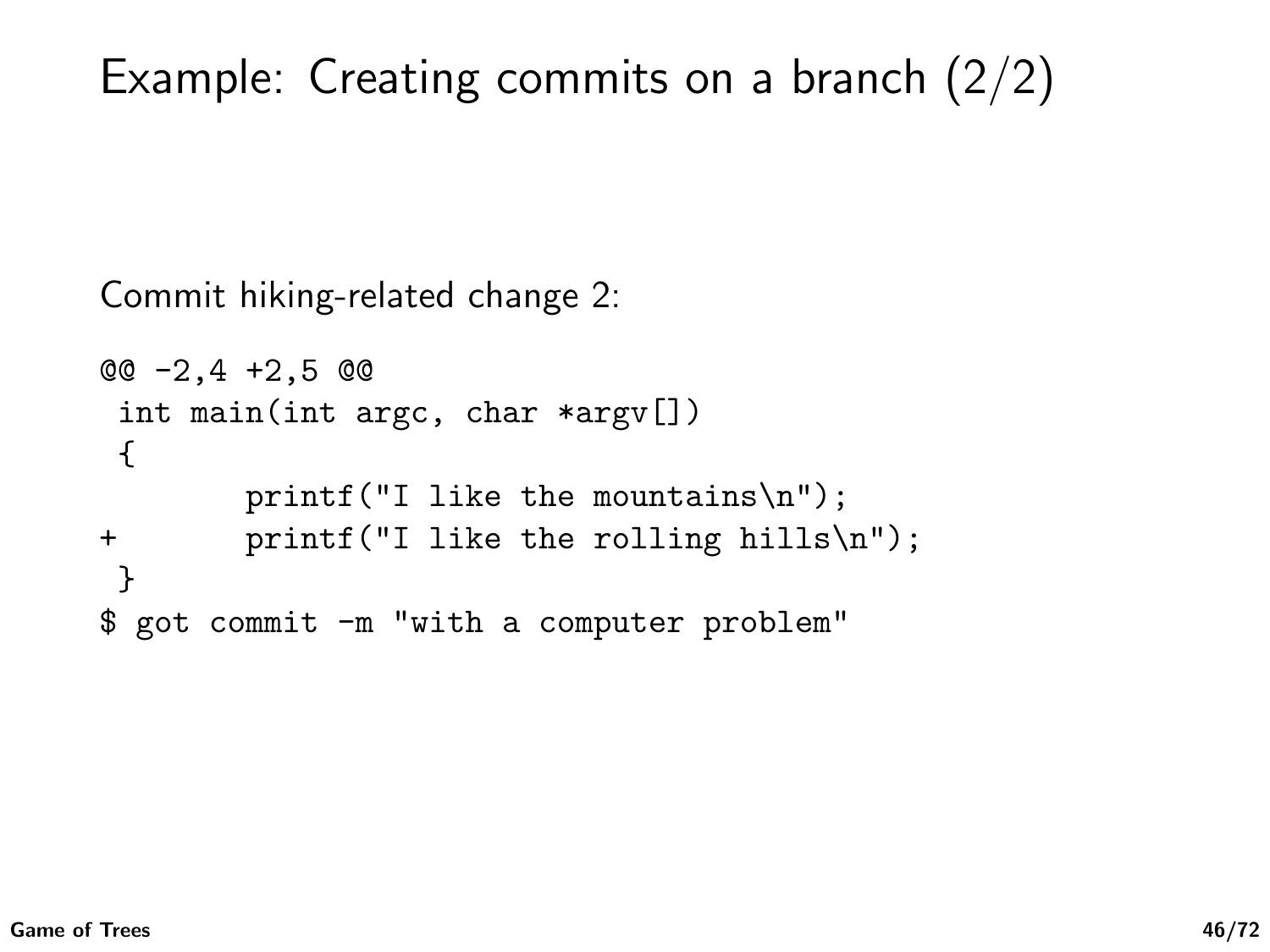# Example: Creating commits on a branch (2/2)

Commit hiking-related change 2:

```
@@ -2,4 +2,5 @@
 int main(int argc, char *argv[])
 {
        printf("I like the mountains\n");
+       printf("I like the rolling hills\n");
 }
$ got commit -m "with a computer problem"
```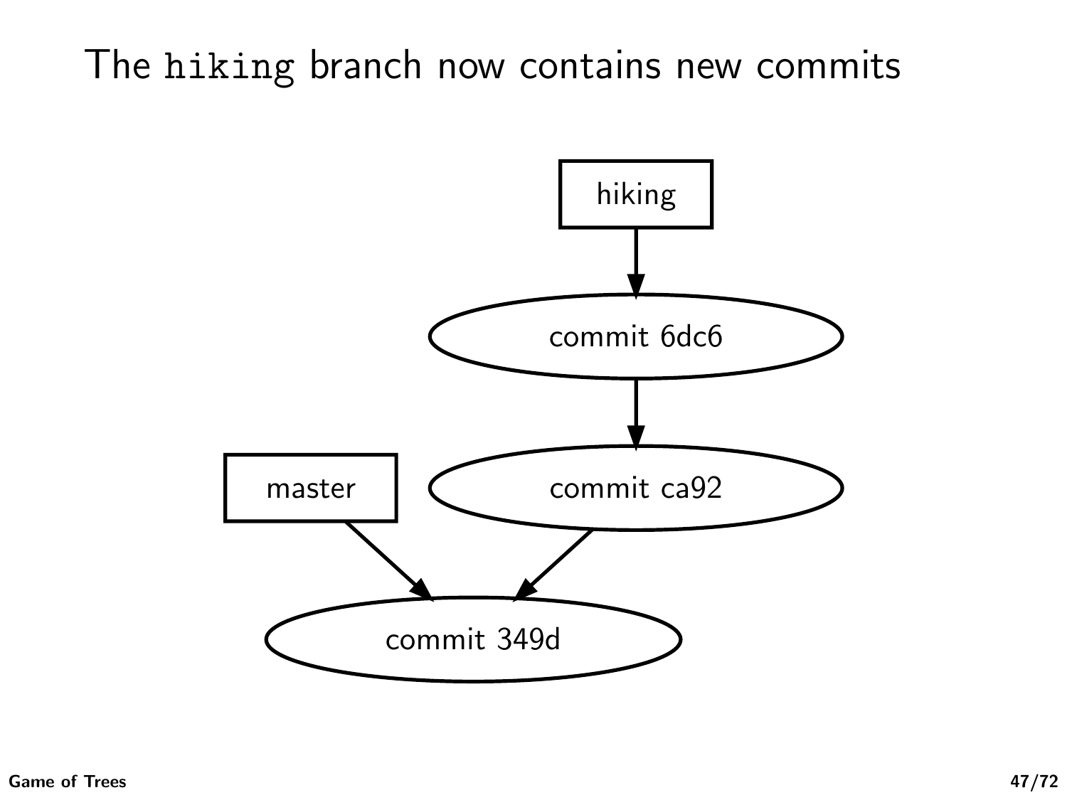# The `hiking` branch now contains new commits

hiking

commit 6dc6

master

commit ca92

commit 349d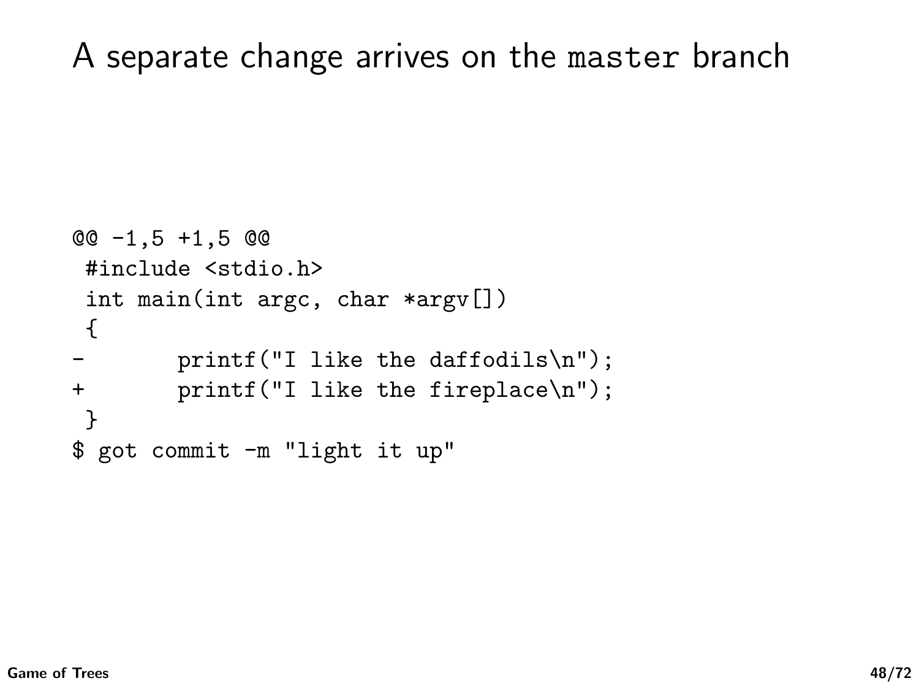# A separate change arrives on the master branch

```
@@ -1,5 +1,5 @@
 #include <stdio.h>
 int main(int argc, char *argv[])
 {
-       printf("I like the daffodils\n");
+       printf("I like the fireplace\n");
 }
$ got commit -m "light it up"
```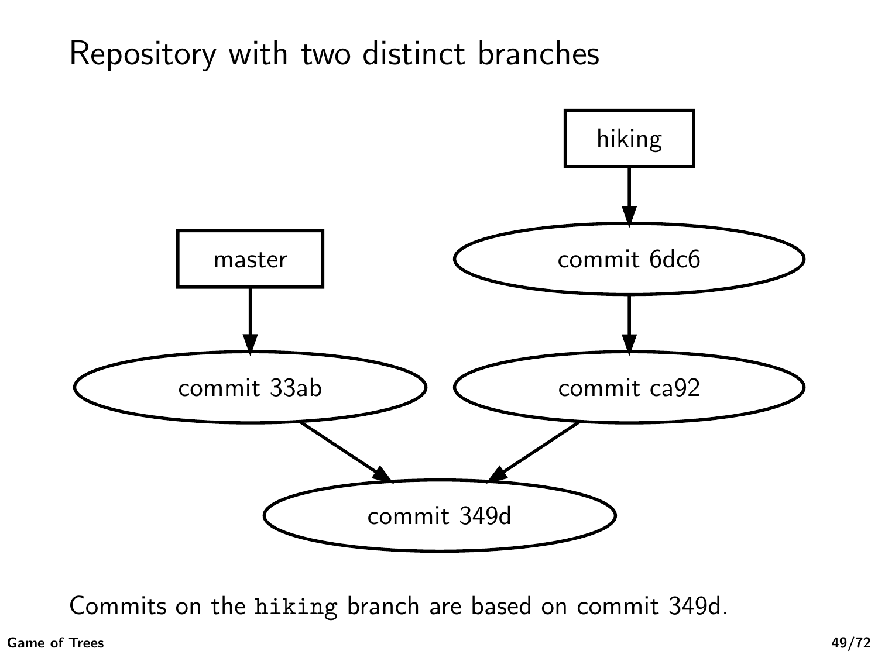# Repository with two distinct branches

hiking

master

commit 6dc6

commit 33ab

commit ca92

commit 349d

Commits on the `hiking` branch are based on commit 349d.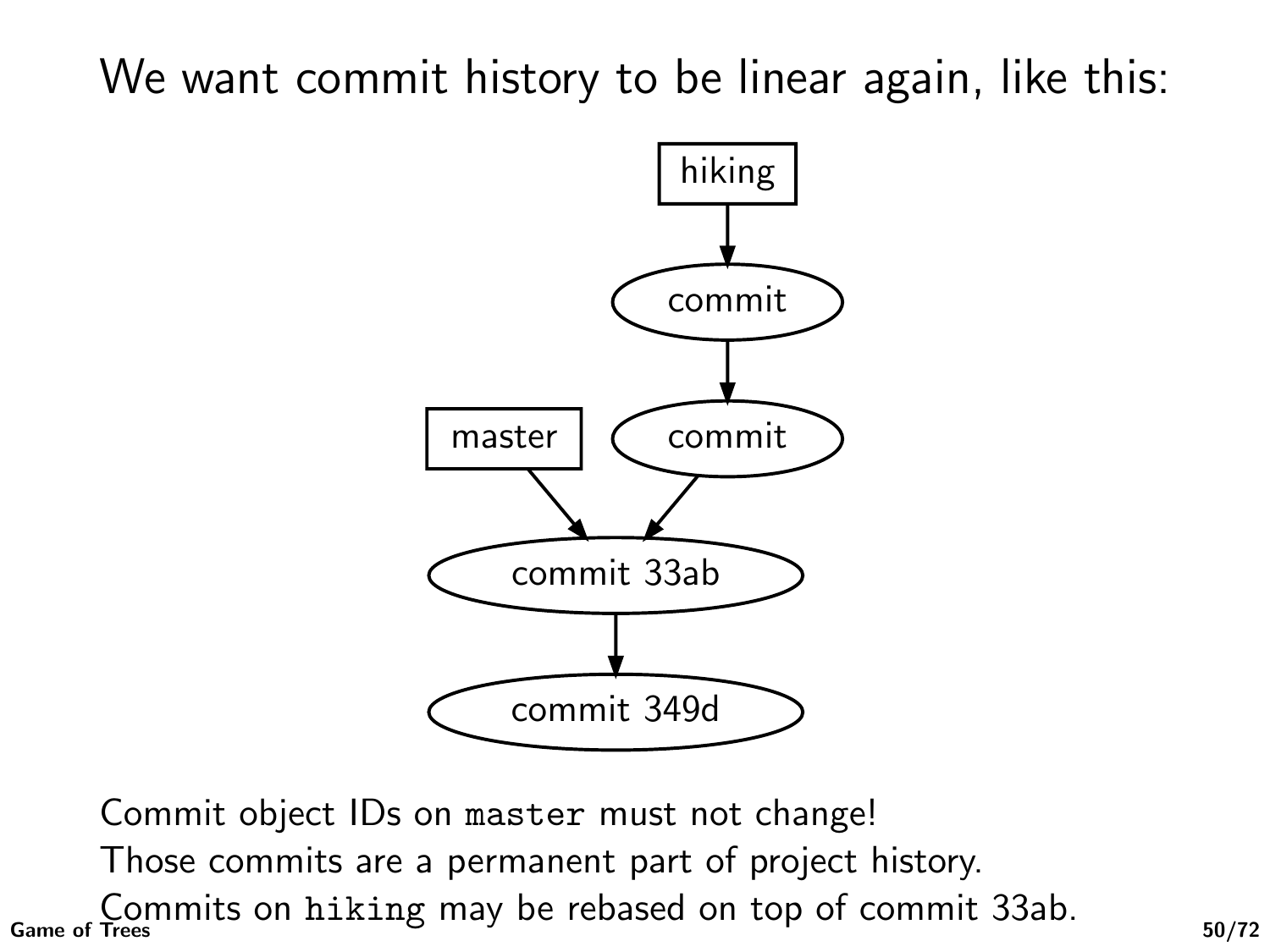# We want commit history to be linear again, like this:

Commit object IDs on `master` must not change!

Those commits are a permanent part of project history.

Commits on `hiking` may be rebased on top of commit 33ab.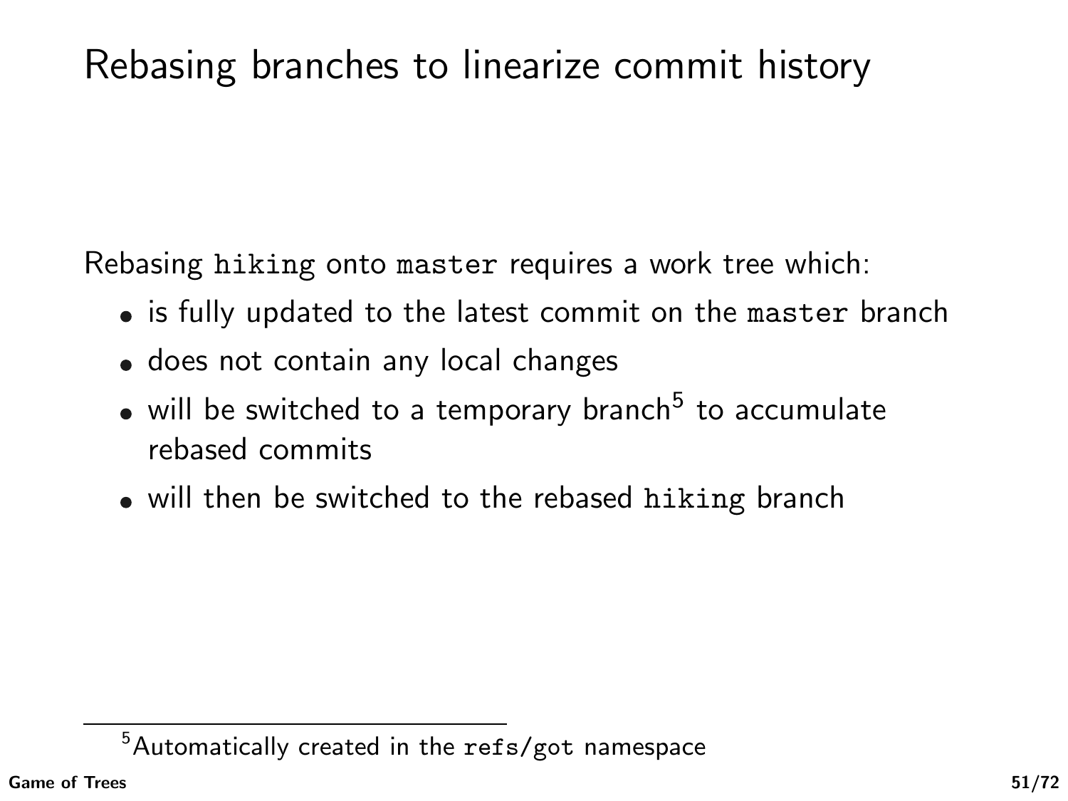# Rebasing branches to linearize commit history

Rebasing `hiking` onto `master` requires a work tree which:

- is fully updated to the latest commit on the `master` branch
- does not contain any local changes
- will be switched to a temporary branch[5] to accumulate rebased commits
- will then be switched to the rebased `hiking` branch

[5] Automatically created in the `refs/got` namespace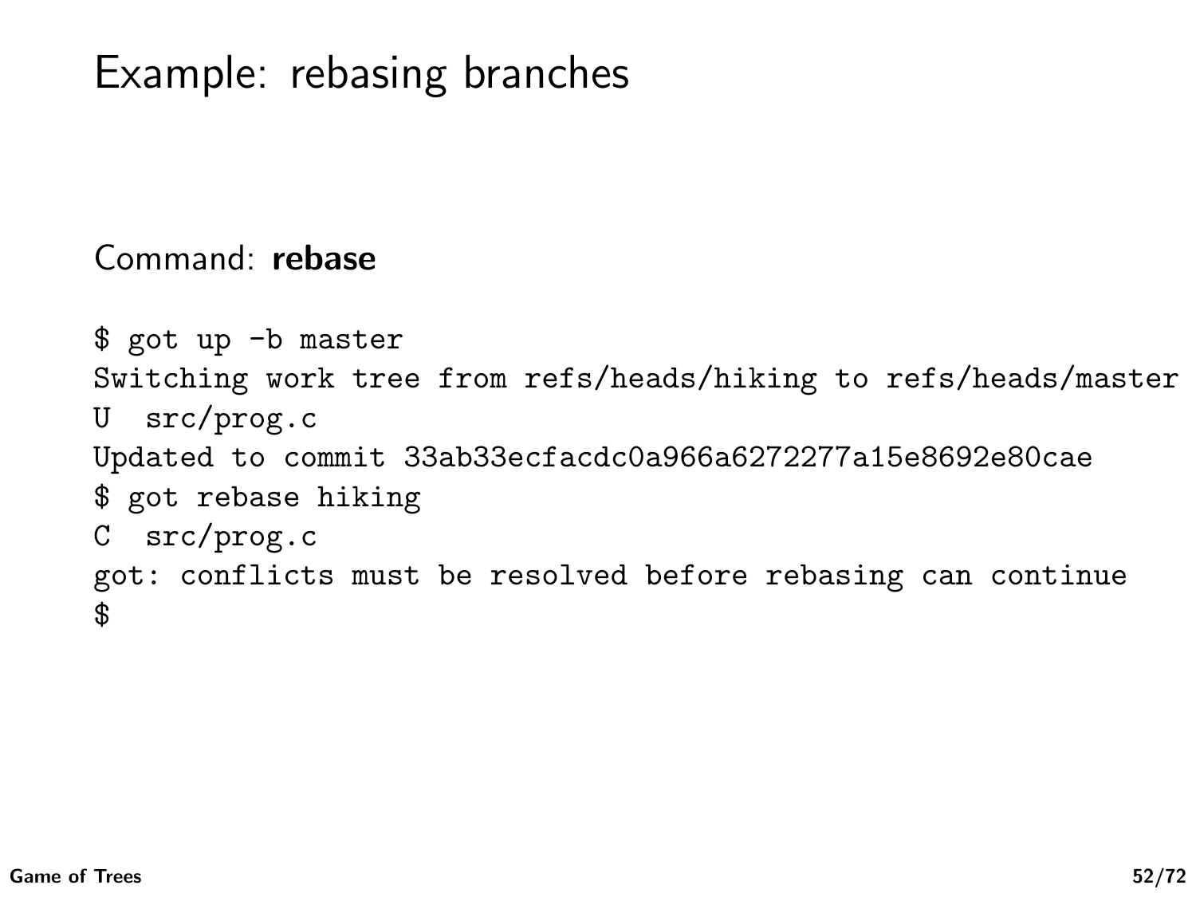# Example: rebasing branches

Command: **rebase**

```
$ got up -b master
Switching work tree from refs/heads/hiking to refs/heads/master
U  src/prog.c
Updated to commit 33ab33ecfacdc0a966a6272277a15e8692e80cae
$ got rebase hiking
C  src/prog.c
got: conflicts must be resolved before rebasing can continue
$
```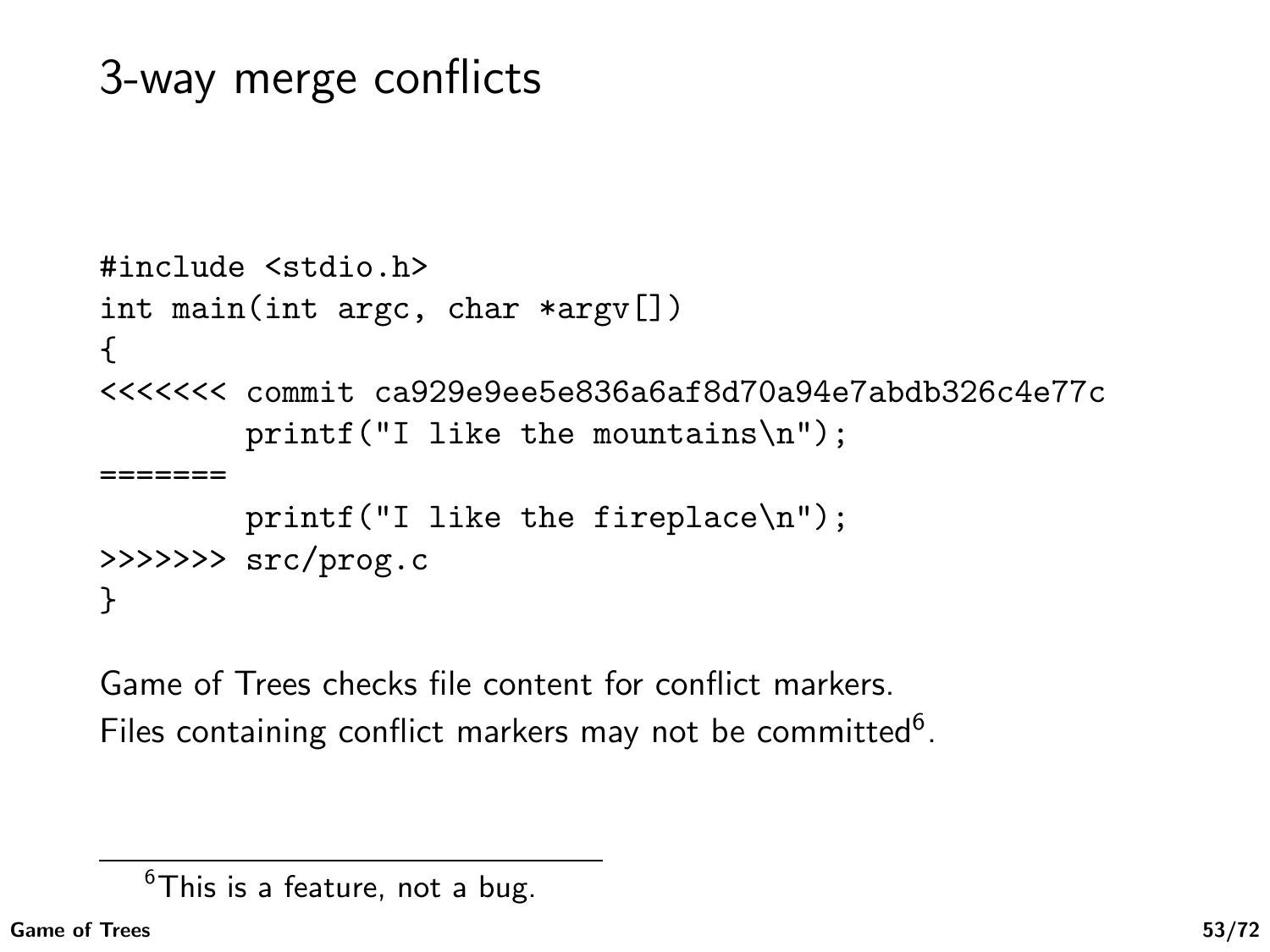# 3-way merge conflicts

```
#include <stdio.h>
int main(int argc, char *argv[])
{
<<<<<<< commit ca929e9ee5e836a6af8d70a94e7abdb326c4e77c
        printf("I like the mountains\n");
=======
        printf("I like the fireplace\n");
>>>>>>> src/prog.c
}
```

Game of Trees checks file content for conflict markers.
Files containing conflict markers may not be committed[6].

[6] This is a feature, not a bug.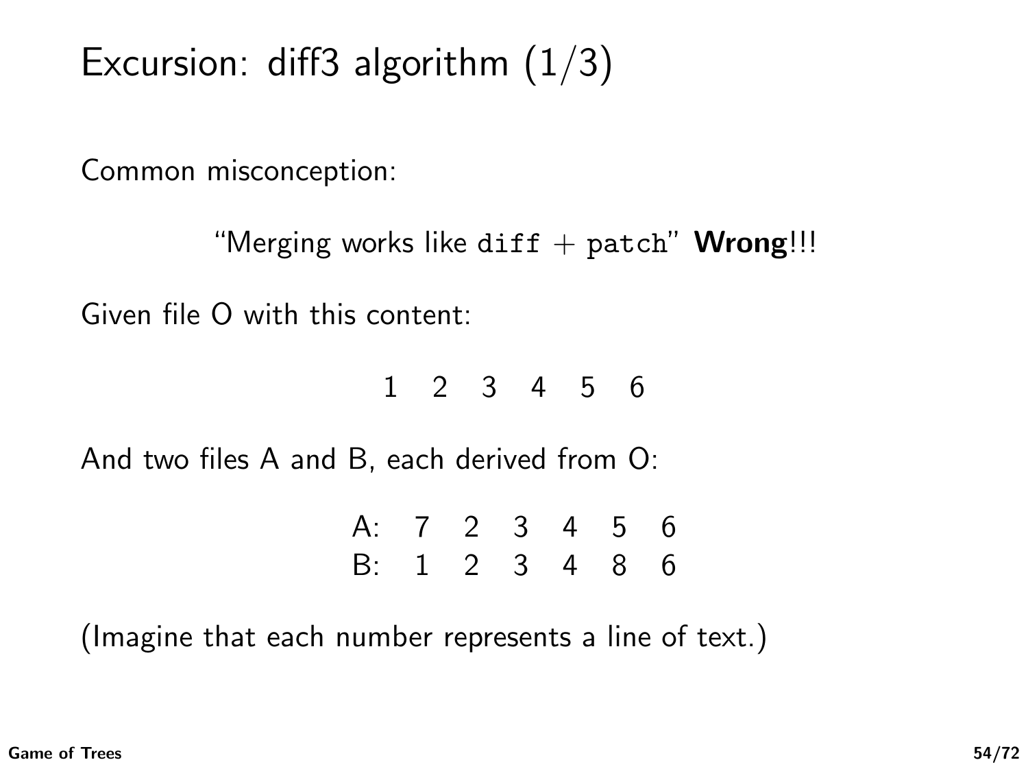# Excursion: diff3 algorithm (1/3)

Common misconception:

"Merging works like `diff` + `patch`" **Wrong**!!!

Given file O with this content:

1 2 3 4 5 6

And two files A and B, each derived from O:

| | | | | | | |
|---|---|---|---|---|---|---|
| A: | 7 | 2 | 3 | 4 | 5 | 6 |
| B: | 1 | 2 | 3 | 4 | 8 | 6 |

(Imagine that each number represents a line of text.)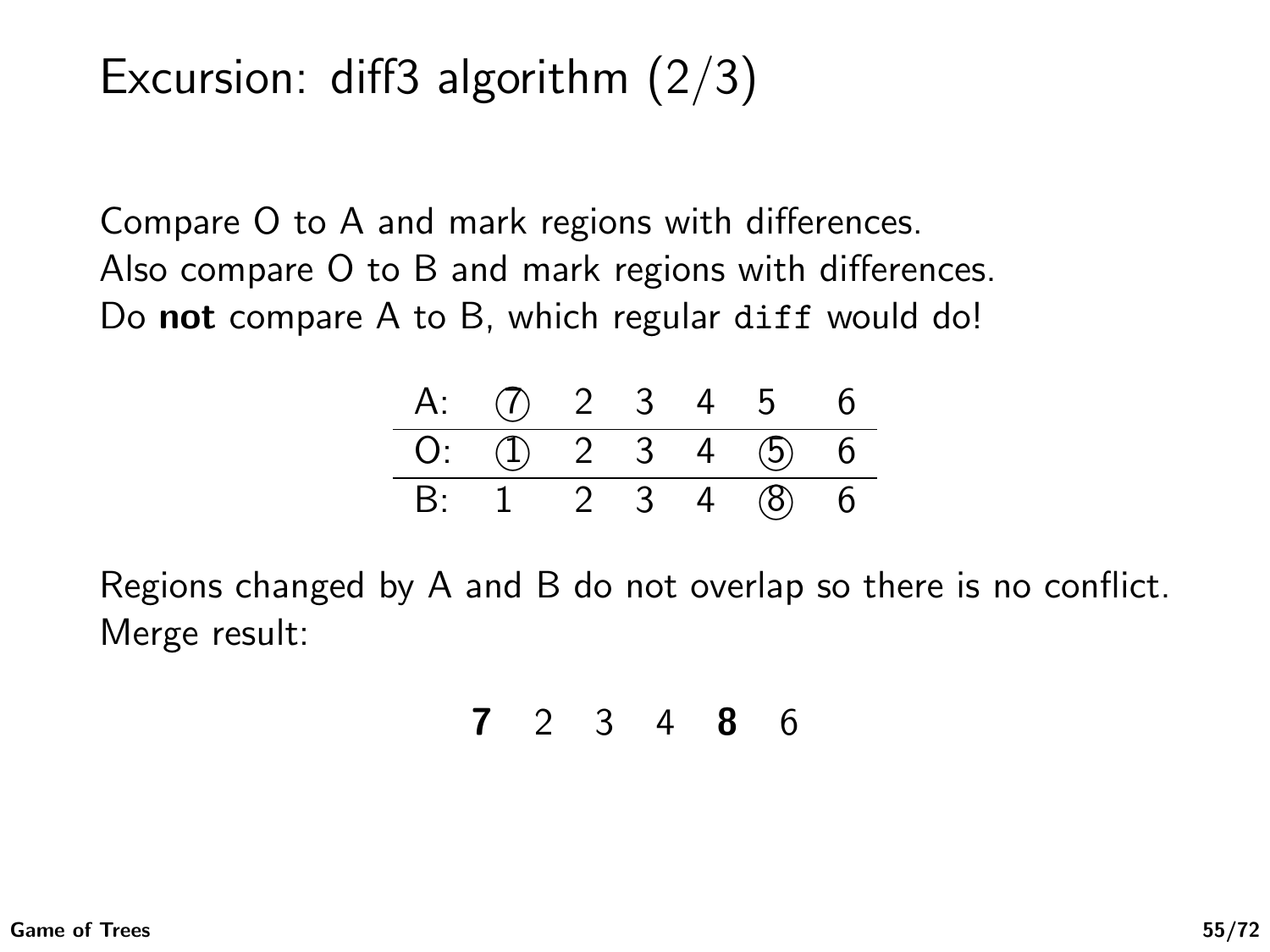# Excursion: diff3 algorithm (2/3)

Compare O to A and mark regions with differences.
Also compare O to B and mark regions with differences.
Do **not** compare A to B, which regular `diff` would do!

| | | | | | | |
|---|---|---|---|---|---|---|
| A: | ⑦ | 2 | 3 | 4 | 5 | 6 |
| O: | ① | 2 | 3 | 4 | ⑤ | 6 |
| B: | 1 | 2 | 3 | 4 | ⑧ | 6 |

Regions changed by A and B do not overlap so there is no conflict.
Merge result:

**7** 2 3 4 **8** 6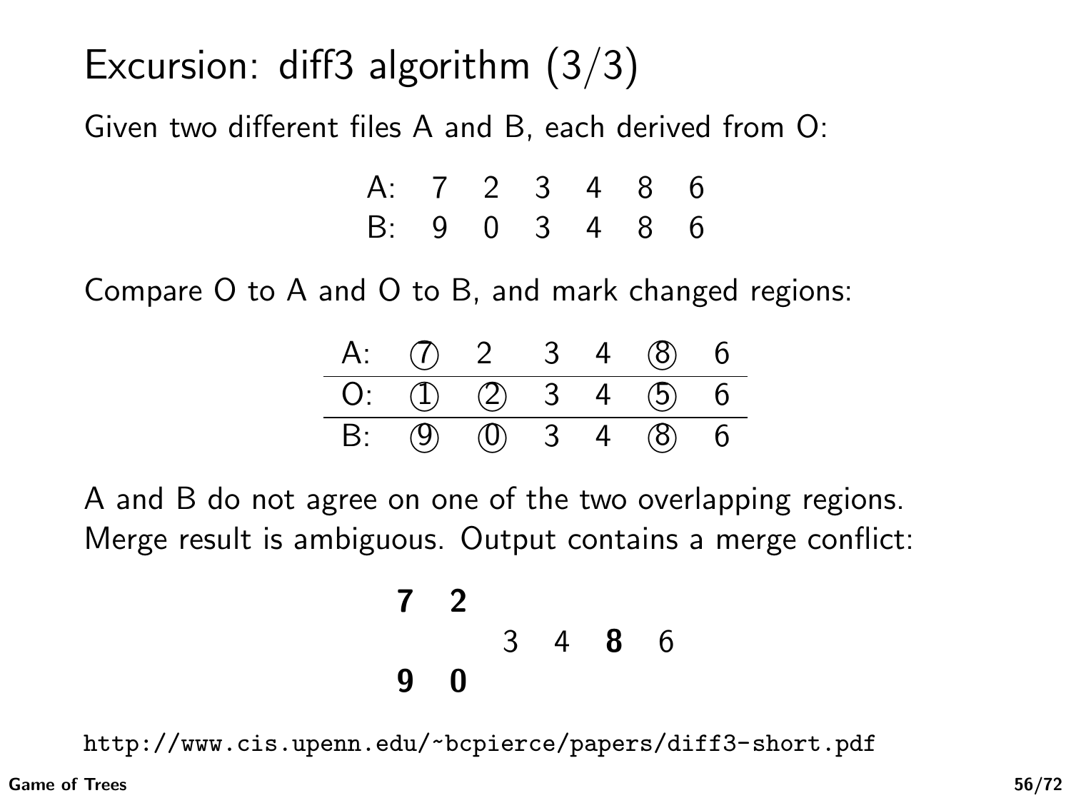# Excursion: diff3 algorithm (3/3)

Given two different files A and B, each derived from O:

| | | | | | | |
|---|---|---|---|---|---|---|
| A: | 7 | 2 | 3 | 4 | 8 | 6 |
| B: | 9 | 0 | 3 | 4 | 8 | 6 |

Compare O to A and O to B, and mark changed regions:

| | | | | | | |
|---|---|---|---|---|---|---|
| A: | (7) | 2 | 3 | 4 | (8) | 6 |
| O: | (1) | (2) | 3 | 4 | (5) | 6 |
| B: | (9) | (0) | 3 | 4 | (8) | 6 |

A and B do not agree on one of the two overlapping regions.
Merge result is ambiguous. Output contains a merge conflict:

```
7 2
        3 4 8 6
9 0
```

http://www.cis.upenn.edu/~bcpierce/papers/diff3-short.pdf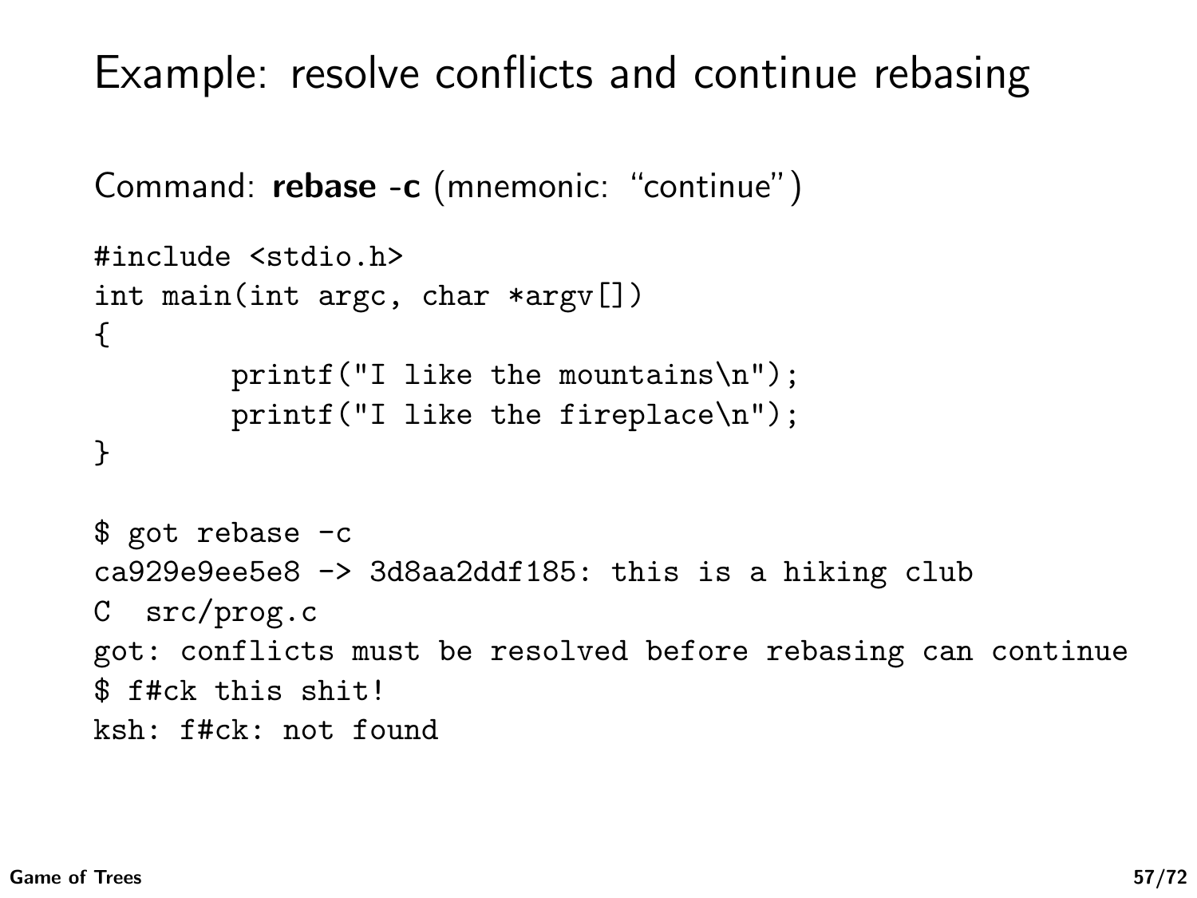# Example: resolve conflicts and continue rebasing

Command: **rebase -c** (mnemonic: "continue")

```
#include <stdio.h>
int main(int argc, char *argv[])
{
        printf("I like the mountains\n");
        printf("I like the fireplace\n");
}
```

```
$ got rebase -c
ca929e9ee5e8 -> 3d8aa2ddf185: this is a hiking club
C  src/prog.c
got: conflicts must be resolved before rebasing can continue
$ f#ck this shit!
ksh: f#ck: not found
```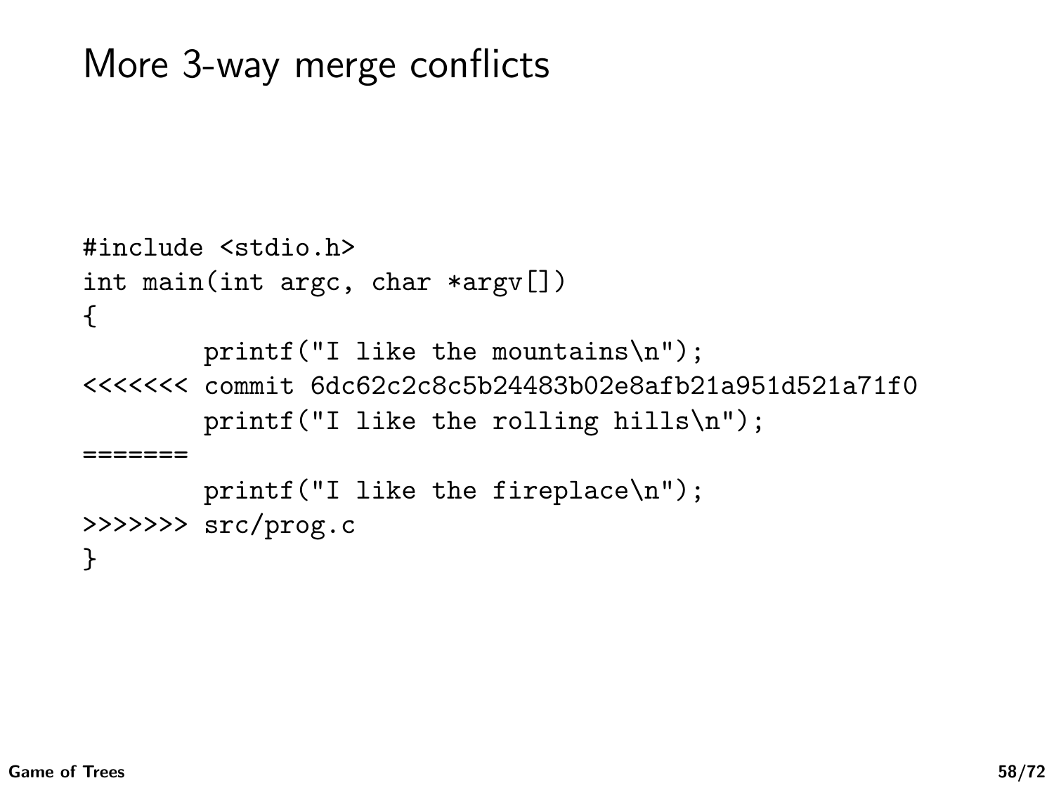# More 3-way merge conflicts

```
#include <stdio.h>
int main(int argc, char *argv[])
{
        printf("I like the mountains\n");
<<<<<<< commit 6dc62c2c8c5b24483b02e8afb21a951d521a71f0
        printf("I like the rolling hills\n");
=======
        printf("I like the fireplace\n");
>>>>>>> src/prog.c
}
```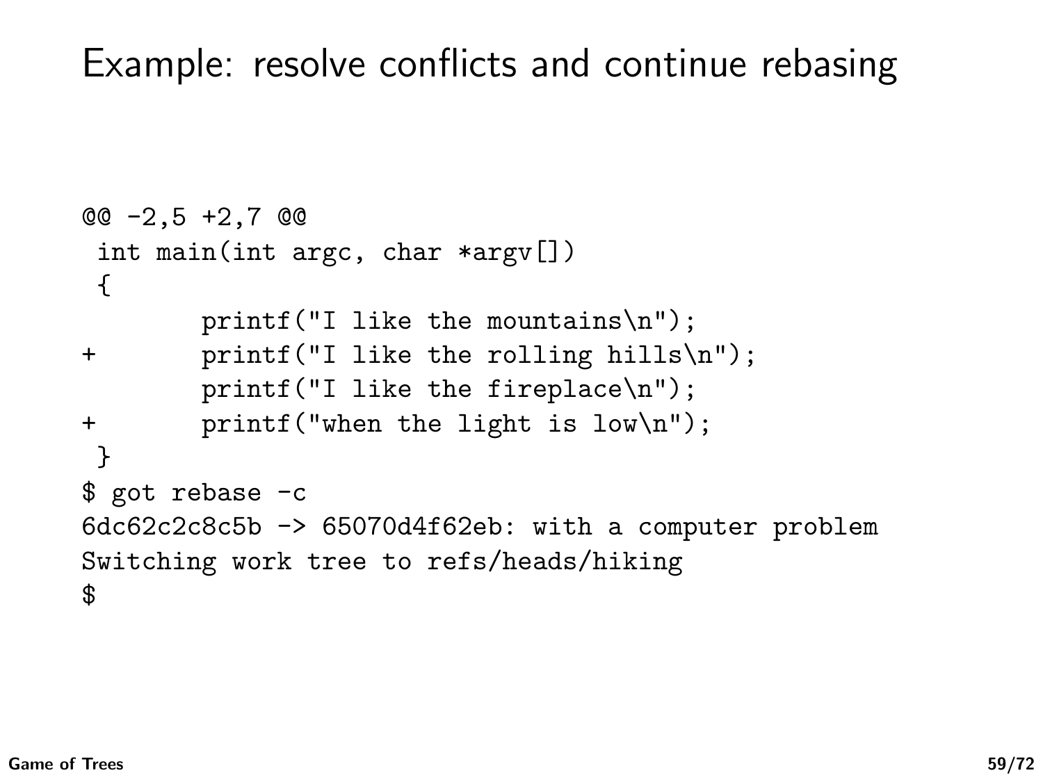# Example: resolve conflicts and continue rebasing

```
@@ -2,5 +2,7 @@
 int main(int argc, char *argv[])
 {
        printf("I like the mountains\n");
+       printf("I like the rolling hills\n");
        printf("I like the fireplace\n");
+       printf("when the light is low\n");
 }
$ got rebase -c
6dc62c2c8c5b -> 65070d4f62eb: with a computer problem
Switching work tree to refs/heads/hiking
$
```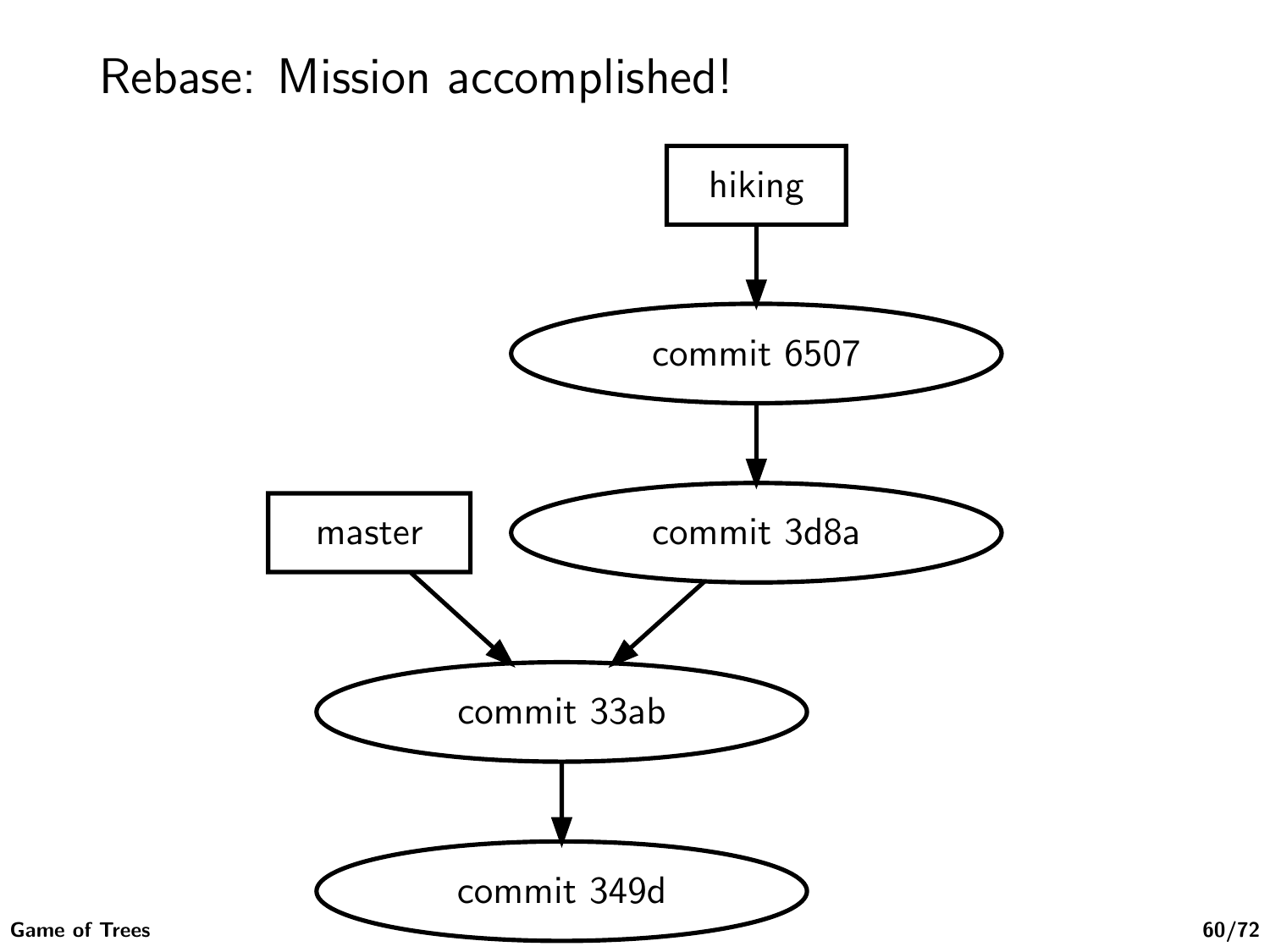# Rebase: Mission accomplished!

hiking

commit 6507

master

commit 3d8a

commit 33ab

commit 349d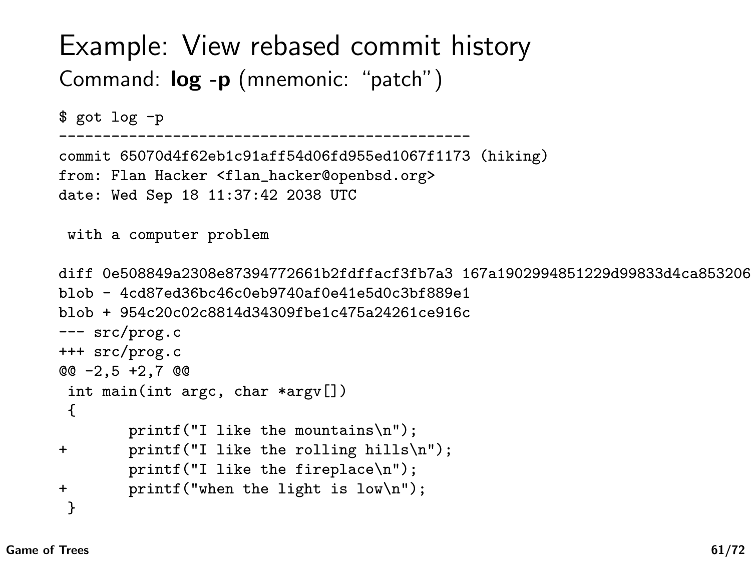# Example: View rebased commit history

## Command: **log -p** (mnemonic: "patch")

```
$ got log -p
-----------------------------------------------
commit 65070d4f62eb1c91aff54d06fd955ed1067f1173 (hiking)
from: Flan Hacker <flan_hacker@openbsd.org>
date: Wed Sep 18 11:37:42 2038 UTC

 with a computer problem

diff 0e508849a2308e87394772661b2fdffacf3fb7a3 167a1902994851229d99833d4ca853206
blob - 4cd87ed36bc46c0eb9740af0e41e5d0c3bf889e1
blob + 954c20c02c8814d34309fbe1c475a24261ce916c
--- src/prog.c
+++ src/prog.c
@@ -2,5 +2,7 @@
 int main(int argc, char *argv[])
 {
        printf("I like the mountains\n");
+       printf("I like the rolling hills\n");
        printf("I like the fireplace\n");
+       printf("when the light is low\n");
 }
```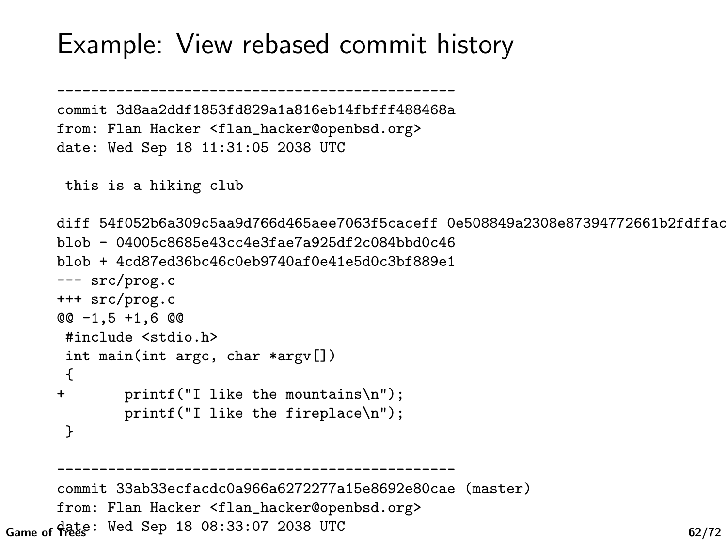# Example: View rebased commit history

```
-----------------------------------------------
commit 3d8aa2ddf1853fd829a1a816eb14fbfff488468a
from: Flan Hacker <flan_hacker@openbsd.org>
date: Wed Sep 18 11:31:05 2038 UTC

 this is a hiking club

diff 54f052b6a309c5aa9d766d465aee7063f5caceff 0e508849a2308e87394772661b2fdffac
blob - 04005c8685e43cc4e3fae7a925df2c084bbd0c46
blob + 4cd87ed36bc46c0eb9740af0e41e5d0c3bf889e1
--- src/prog.c
+++ src/prog.c
@@ -1,5 +1,6 @@
 #include <stdio.h>
 int main(int argc, char *argv[])
 {
+       printf("I like the mountains\n");
        printf("I like the fireplace\n");
 }

-----------------------------------------------
commit 33ab33ecfacdc0a966a6272277a15e8692e80cae (master)
from: Flan Hacker <flan_hacker@openbsd.org>
date: Wed Sep 18 08:33:07 2038 UTC
```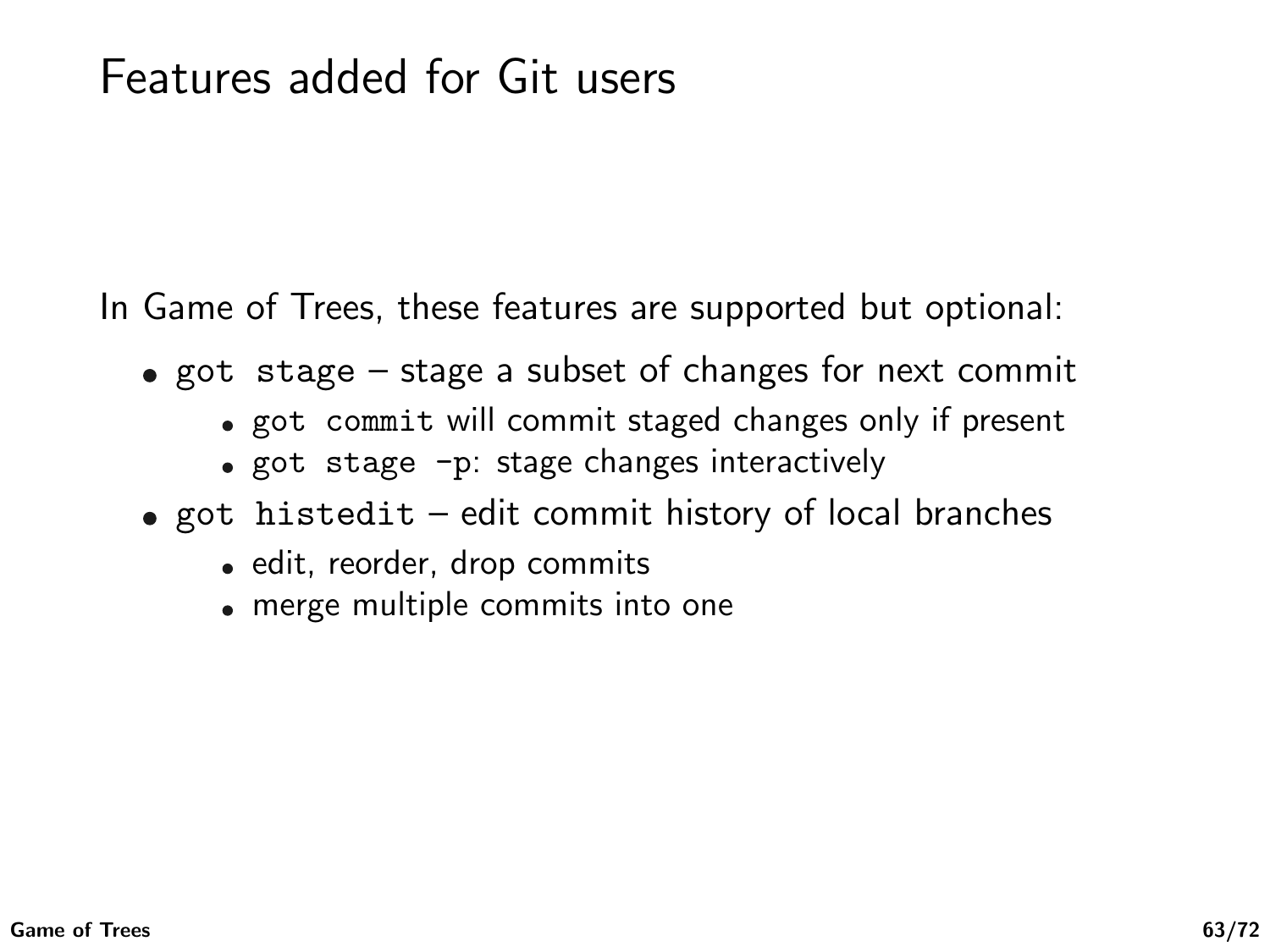# Features added for Git users

In Game of Trees, these features are supported but optional:

- `got stage` – stage a subset of changes for next commit
  - `got commit` will commit staged changes only if present
  - `got stage -p`: stage changes interactively
- `got histedit` – edit commit history of local branches
  - edit, reorder, drop commits
  - merge multiple commits into one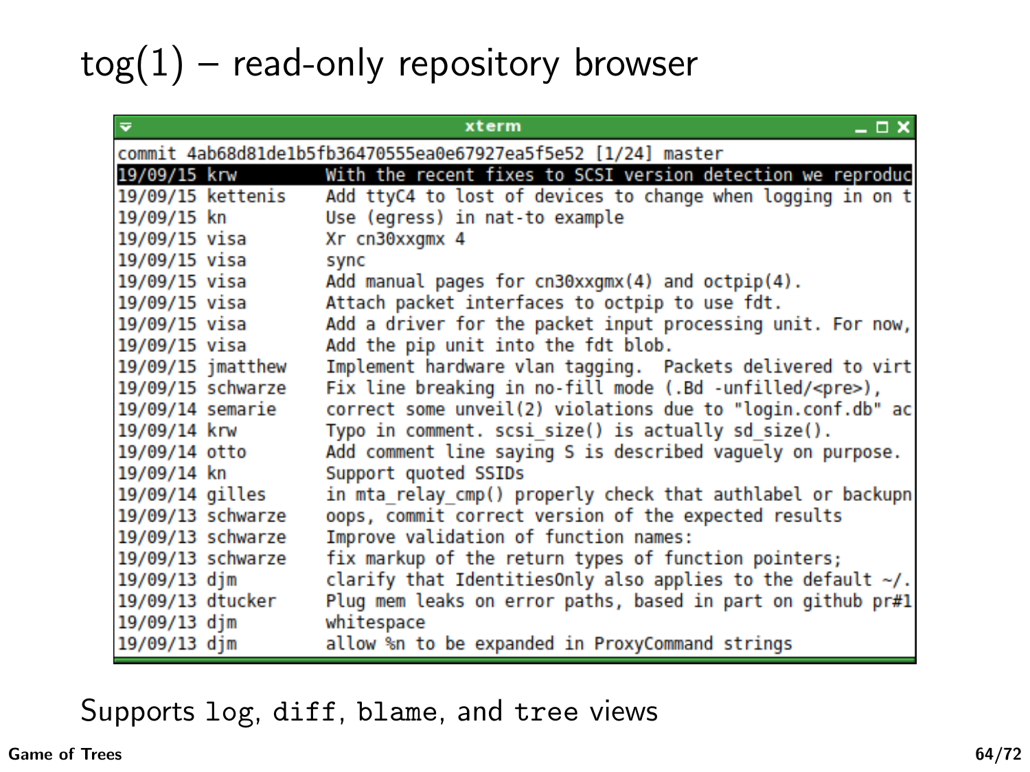# tog(1) – read-only repository browser

```
commit 4ab68d81de1b5fb36470555ea0e67927ea5f5e52 [1/24] master
19/09/15 krw         With the recent fixes to SCSI version detection we reproduc
19/09/15 kettenis    Add ttyC4 to lost of devices to change when logging in on t
19/09/15 kn          Use (egress) in nat-to example
19/09/15 visa        Xr cn30xxgmx 4
19/09/15 visa        sync
19/09/15 visa        Add manual pages for cn30xxgmx(4) and octpip(4).
19/09/15 visa        Attach packet interfaces to octpip to use fdt.
19/09/15 visa        Add a driver for the packet input processing unit. For now,
19/09/15 visa        Add the pip unit into the fdt blob.
19/09/15 jmatthew    Implement hardware vlan tagging.  Packets delivered to virt
19/09/15 schwarze    Fix line breaking in no-fill mode (.Bd -unfilled/<pre>),
19/09/14 semarie     correct some unveil(2) violations due to "login.conf.db" ac
19/09/14 krw         Typo in comment. scsi_size() is actually sd_size().
19/09/14 otto        Add comment line saying S is described vaguely on purpose.
19/09/14 kn          Support quoted SSIDs
19/09/14 gilles      in mta_relay_cmp() properly check that authlabel or backupn
19/09/13 schwarze    oops, commit correct version of the expected results
19/09/13 schwarze    Improve validation of function names:
19/09/13 schwarze    fix markup of the return types of function pointers;
19/09/13 djm         clarify that IdentitiesOnly also applies to the default ~/.
19/09/13 dtucker     Plug mem leaks on error paths, based in part on github pr#1
19/09/13 djm         whitespace
19/09/13 djm         allow %n to be expanded in ProxyCommand strings
```

Supports `log`, `diff`, `blame`, and `tree` views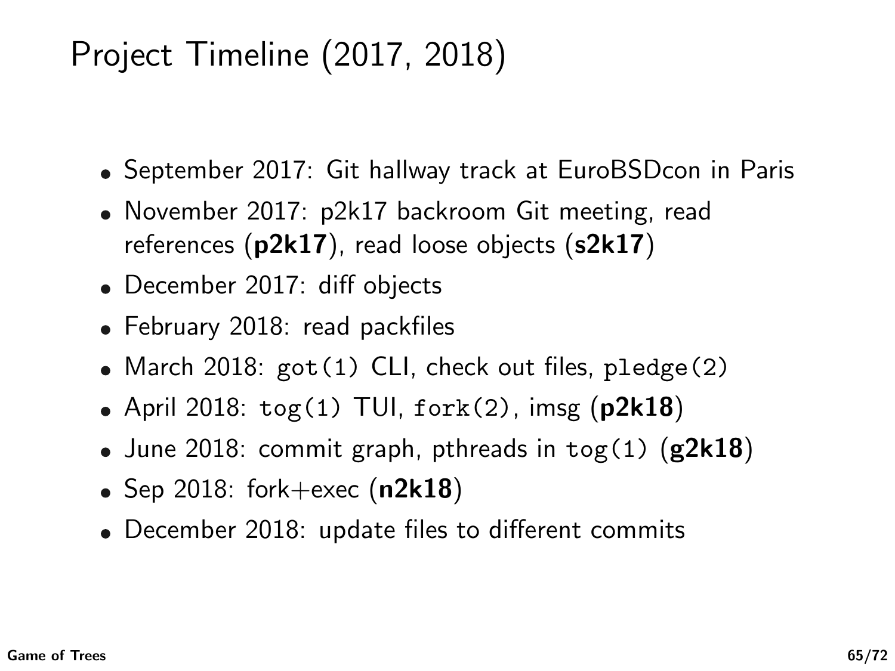# Project Timeline (2017, 2018)

- September 2017: Git hallway track at EuroBSDcon in Paris
- November 2017: p2k17 backroom Git meeting, read references (**p2k17**), read loose objects (**s2k17**)
- December 2017: diff objects
- February 2018: read packfiles
- March 2018: `got(1)` CLI, check out files, `pledge(2)`
- April 2018: `tog(1)` TUI, `fork(2)`, imsg (**p2k18**)
- June 2018: commit graph, pthreads in `tog(1)` (**g2k18**)
- Sep 2018: fork+exec (**n2k18**)
- December 2018: update files to different commits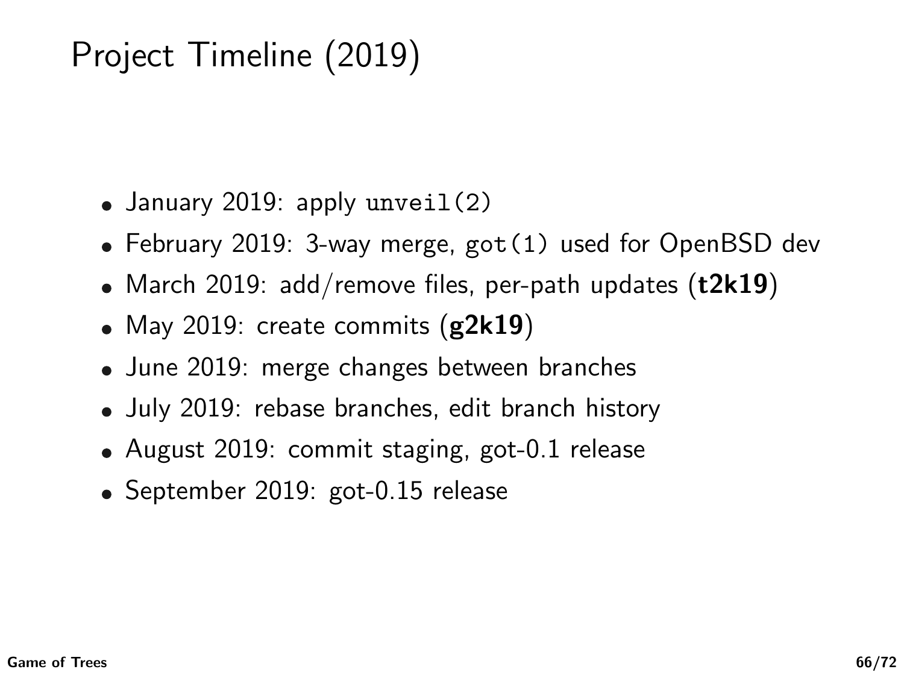# Project Timeline (2019)

- January 2019: apply `unveil(2)`
- February 2019: 3-way merge, `got(1)` used for OpenBSD dev
- March 2019: add/remove files, per-path updates (**t2k19**)
- May 2019: create commits (**g2k19**)
- June 2019: merge changes between branches
- July 2019: rebase branches, edit branch history
- August 2019: commit staging, got-0.1 release
- September 2019: got-0.15 release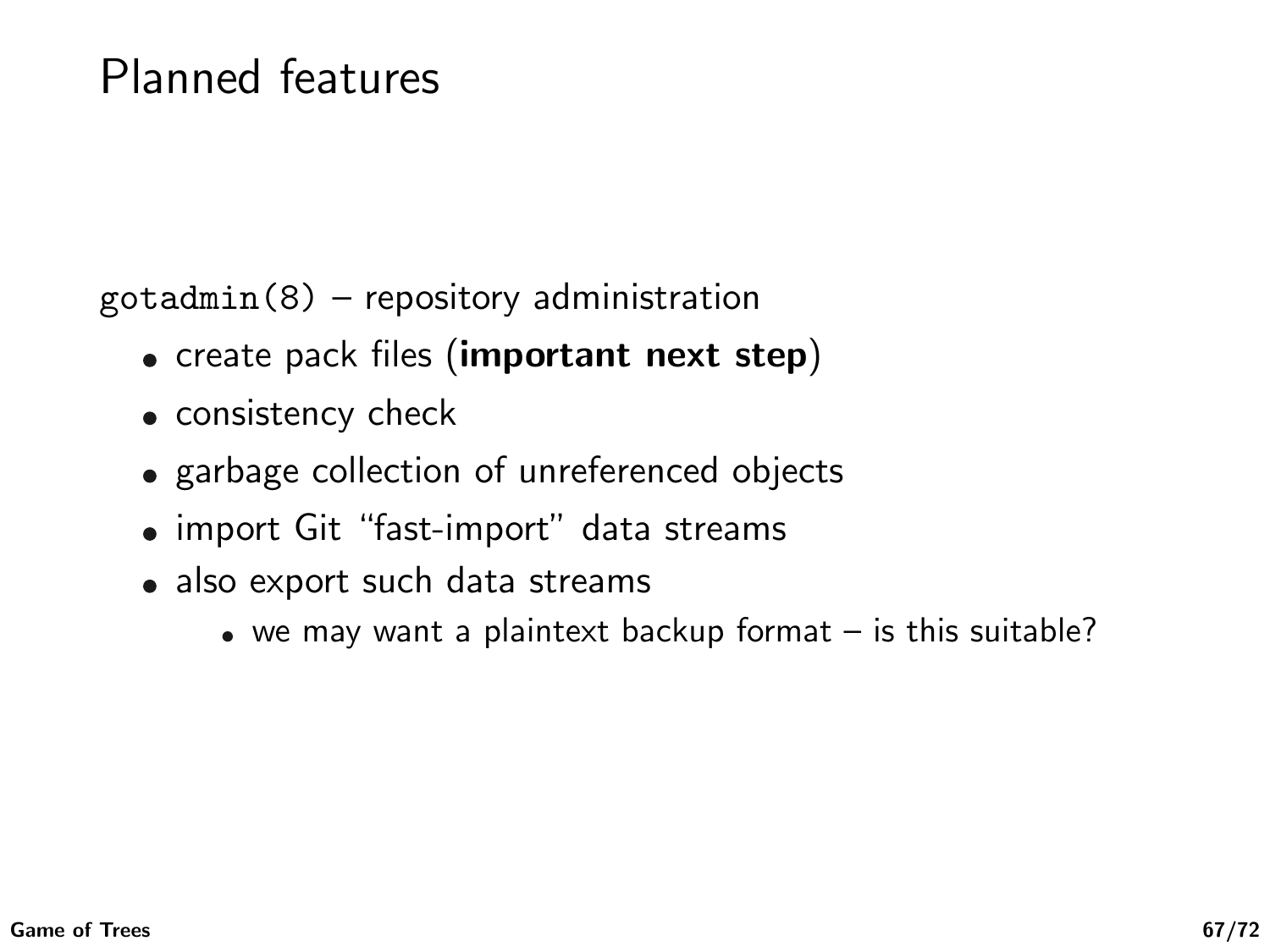# Planned features

`gotadmin(8)` – repository administration

- create pack files (**important next step**)
- consistency check
- garbage collection of unreferenced objects
- import Git "fast-import" data streams
- also export such data streams
  - we may want a plaintext backup format – is this suitable?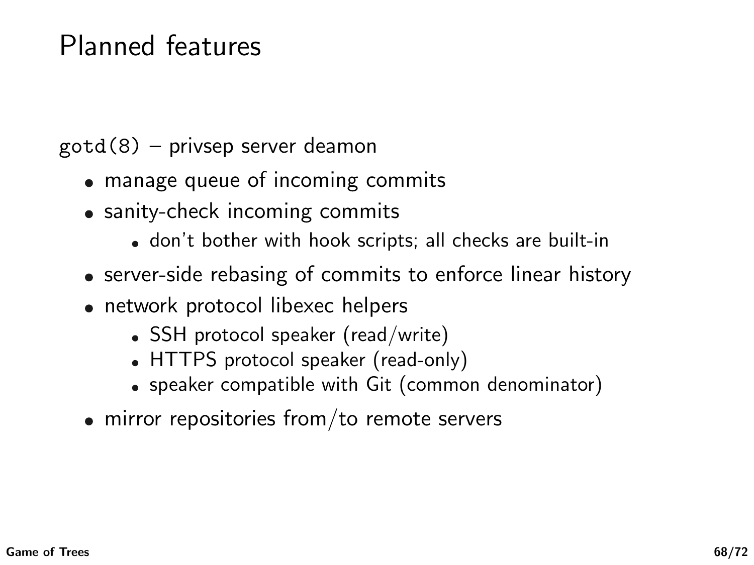# Planned features

`gotd(8)` – privsep server deamon

- manage queue of incoming commits
- sanity-check incoming commits
  - don't bother with hook scripts; all checks are built-in
- server-side rebasing of commits to enforce linear history
- network protocol libexec helpers
  - SSH protocol speaker (read/write)
  - HTTPS protocol speaker (read-only)
  - speaker compatible with Git (common denominator)
- mirror repositories from/to remote servers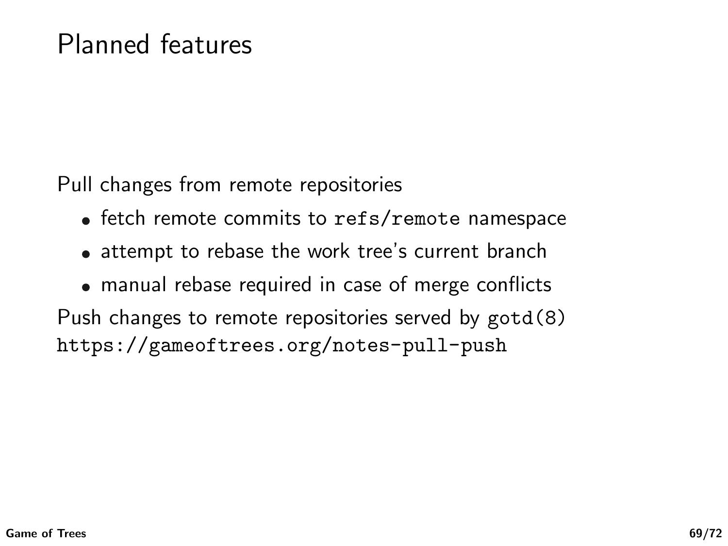# Planned features

Pull changes from remote repositories

- fetch remote commits to `refs/remote` namespace
- attempt to rebase the work tree's current branch
- manual rebase required in case of merge conflicts

Push changes to remote repositories served by `gotd(8)`
`https://gameoftrees.org/notes-pull-push`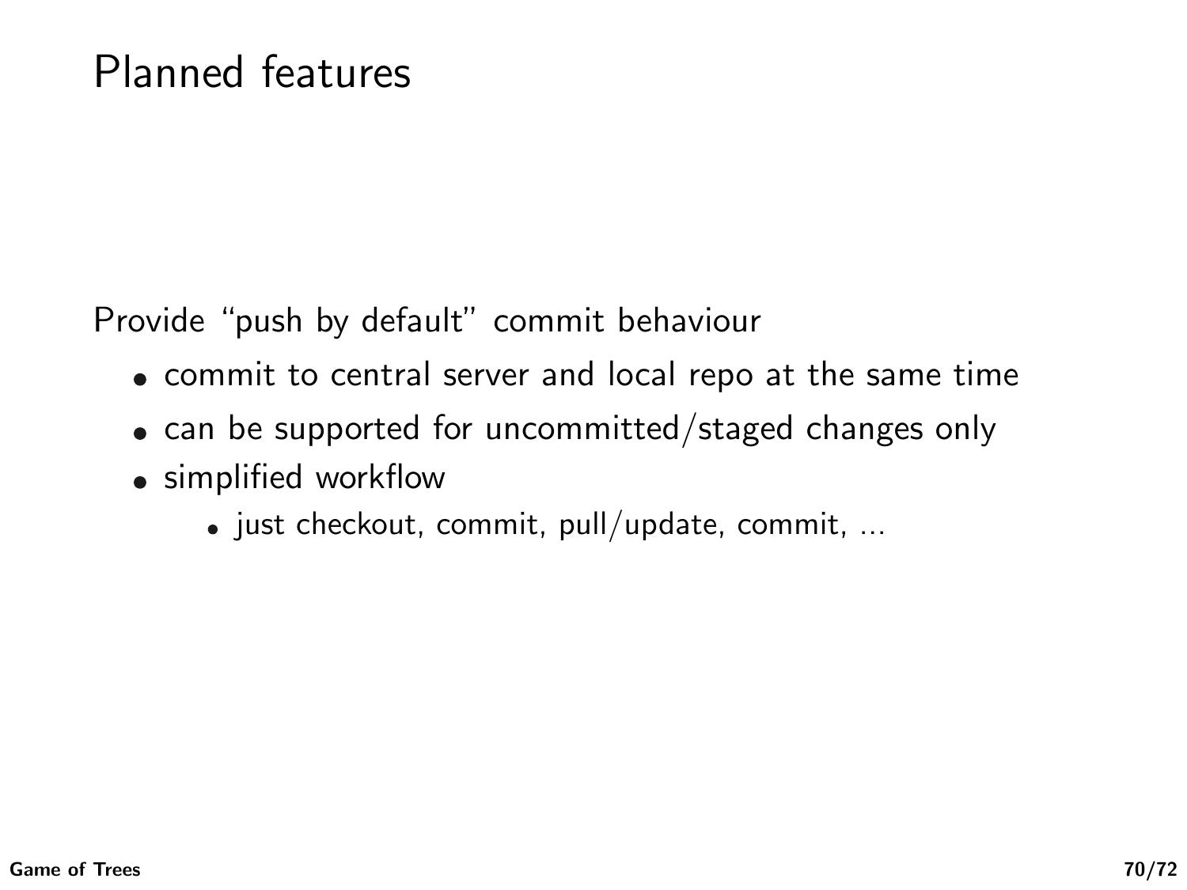# Planned features

Provide "push by default" commit behaviour

- commit to central server and local repo at the same time
- can be supported for uncommitted/staged changes only
- simplified workflow
  - just checkout, commit, pull/update, commit, ...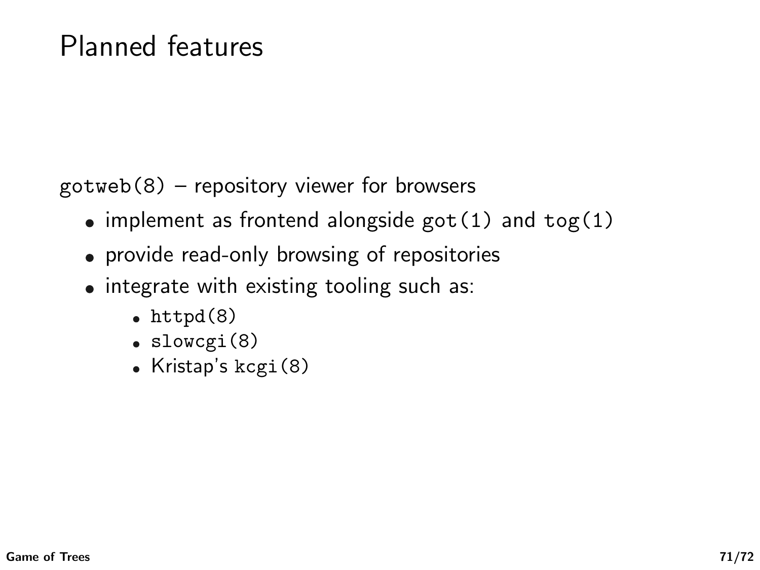# Planned features

`gotweb(8)` – repository viewer for browsers

- implement as frontend alongside `got(1)` and `tog(1)`
- provide read-only browsing of repositories
- integrate with existing tooling such as:
  - `httpd(8)`
  - `slowcgi(8)`
  - Kristap's `kcgi(8)`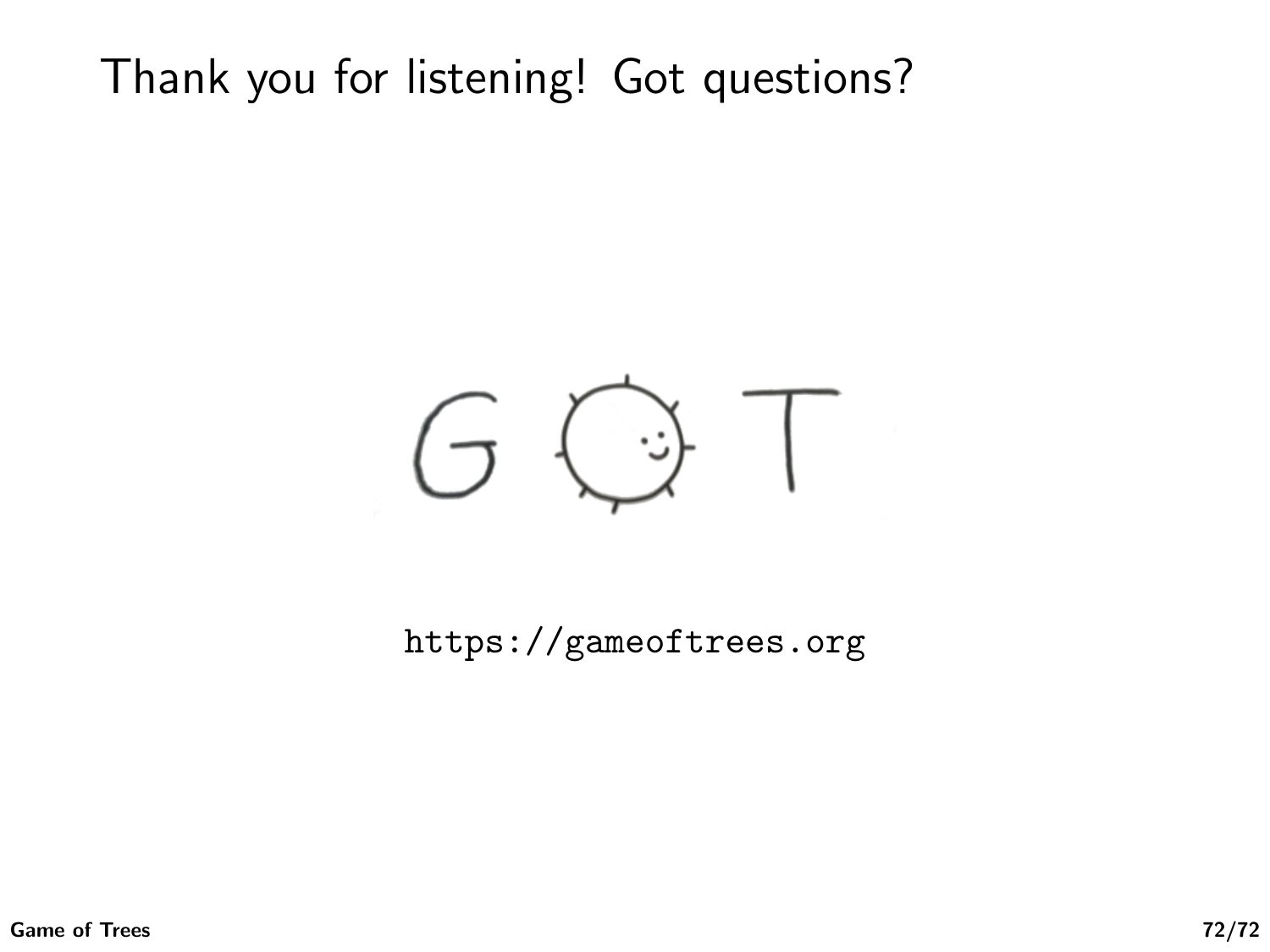# Thank you for listening! Got questions?

https://gameoftrees.org